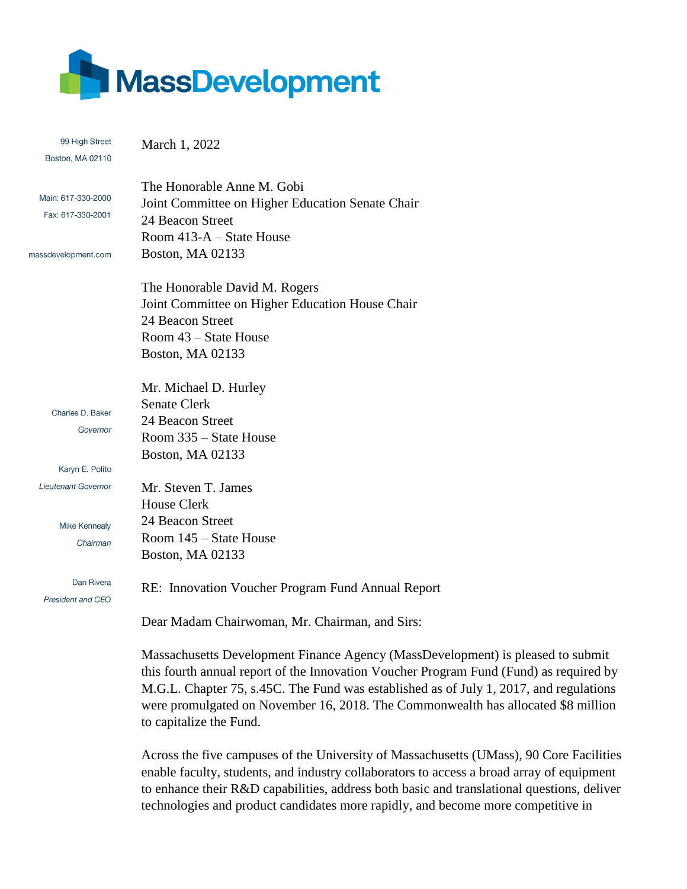# MassDevelopment

99 High Street
Boston, MA 02110

Main: 617-330-2000
Fax: 617-330-2001

massdevelopment.com

Charles D. Baker
*Governor*

Karyn E. Polito
*Lieutenant Governor*

Mike Kennealy
*Chairman*

Dan Rivera
*President and CEO*

March 1, 2022

The Honorable Anne M. Gobi
Joint Committee on Higher Education Senate Chair
24 Beacon Street
Room 413-A – State House
Boston, MA 02133

The Honorable David M. Rogers
Joint Committee on Higher Education House Chair
24 Beacon Street
Room 43 – State House
Boston, MA 02133

Mr. Michael D. Hurley
Senate Clerk
24 Beacon Street
Room 335 – State House
Boston, MA 02133

Mr. Steven T. James
House Clerk
24 Beacon Street
Room 145 – State House
Boston, MA 02133

RE: Innovation Voucher Program Fund Annual Report

Dear Madam Chairwoman, Mr. Chairman, and Sirs:

Massachusetts Development Finance Agency (MassDevelopment) is pleased to submit this fourth annual report of the Innovation Voucher Program Fund (Fund) as required by M.G.L. Chapter 75, s.45C. The Fund was established as of July 1, 2017, and regulations were promulgated on November 16, 2018. The Commonwealth has allocated $8 million to capitalize the Fund.

Across the five campuses of the University of Massachusetts (UMass), 90 Core Facilities enable faculty, students, and industry collaborators to access a broad array of equipment to enhance their R&D capabilities, address both basic and translational questions, deliver technologies and product candidates more rapidly, and become more competitive in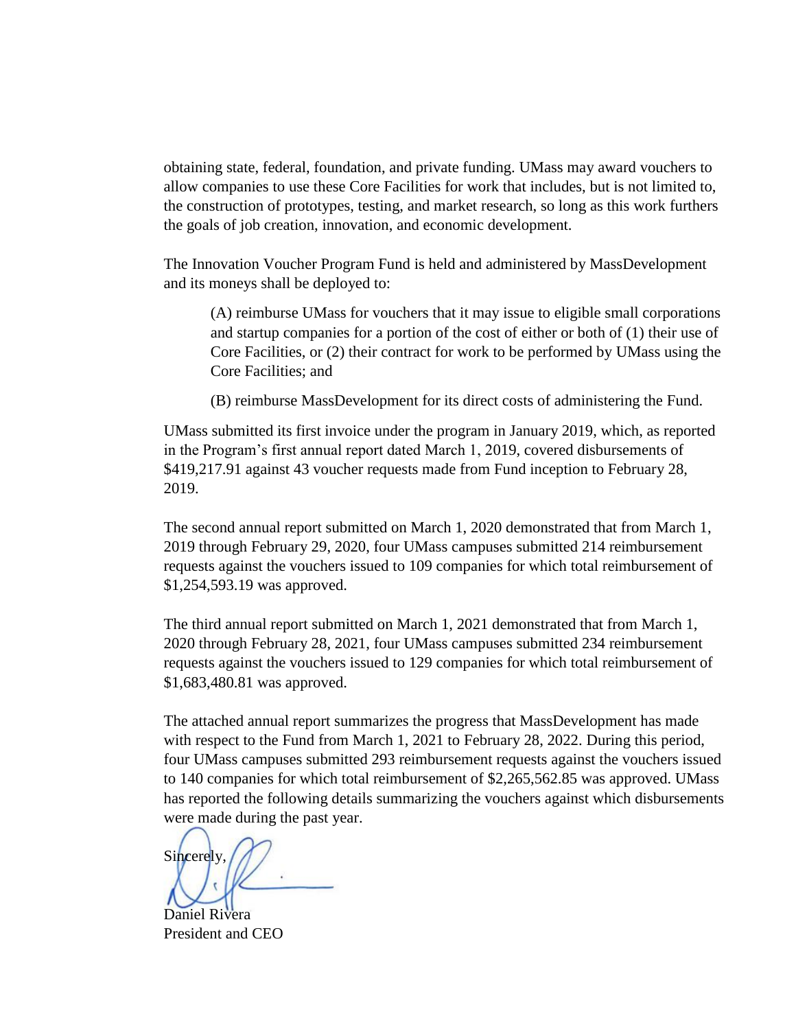obtaining state, federal, foundation, and private funding. UMass may award vouchers to allow companies to use these Core Facilities for work that includes, but is not limited to, the construction of prototypes, testing, and market research, so long as this work furthers the goals of job creation, innovation, and economic development.

The Innovation Voucher Program Fund is held and administered by MassDevelopment and its moneys shall be deployed to:

> (A) reimburse UMass for vouchers that it may issue to eligible small corporations and startup companies for a portion of the cost of either or both of (1) their use of Core Facilities, or (2) their contract for work to be performed by UMass using the Core Facilities; and
>
> (B) reimburse MassDevelopment for its direct costs of administering the Fund.

UMass submitted its first invoice under the program in January 2019, which, as reported in the Program's first annual report dated March 1, 2019, covered disbursements of $419,217.91 against 43 voucher requests made from Fund inception to February 28, 2019.

The second annual report submitted on March 1, 2020 demonstrated that from March 1, 2019 through February 29, 2020, four UMass campuses submitted 214 reimbursement requests against the vouchers issued to 109 companies for which total reimbursement of $1,254,593.19 was approved.

The third annual report submitted on March 1, 2021 demonstrated that from March 1, 2020 through February 28, 2021, four UMass campuses submitted 234 reimbursement requests against the vouchers issued to 129 companies for which total reimbursement of $1,683,480.81 was approved.

The attached annual report summarizes the progress that MassDevelopment has made with respect to the Fund from March 1, 2021 to February 28, 2022. During this period, four UMass campuses submitted 293 reimbursement requests against the vouchers issued to 140 companies for which total reimbursement of $2,265,562.85 was approved. UMass has reported the following details summarizing the vouchers against which disbursements were made during the past year.

Sincerely,

Daniel Rivera
President and CEO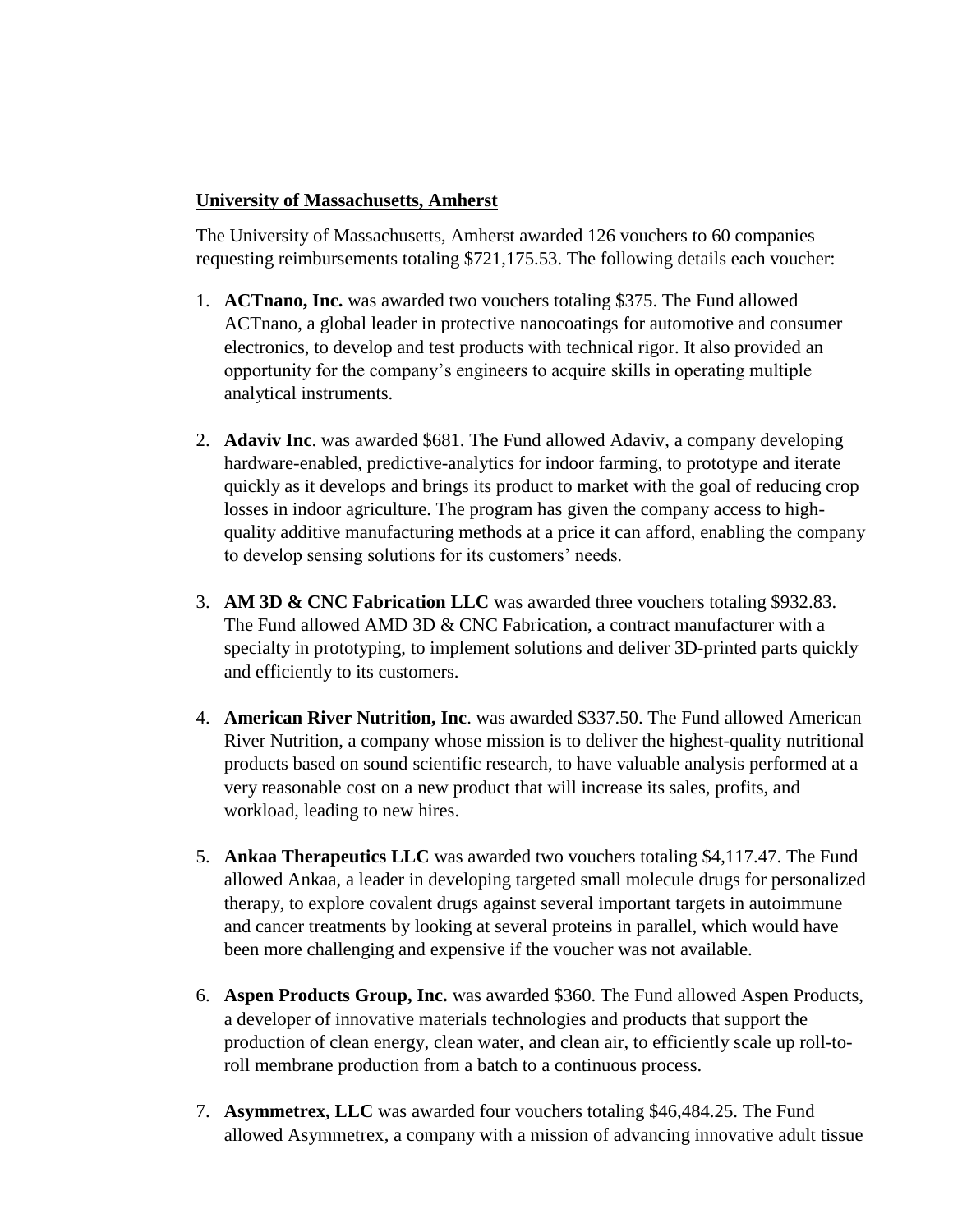**University of Massachusetts, Amherst**

The University of Massachusetts, Amherst awarded 126 vouchers to 60 companies requesting reimbursements totaling $721,175.53. The following details each voucher:

1. **ACTnano, Inc.** was awarded two vouchers totaling $375. The Fund allowed ACTnano, a global leader in protective nanocoatings for automotive and consumer electronics, to develop and test products with technical rigor. It also provided an opportunity for the company's engineers to acquire skills in operating multiple analytical instruments.

2. **Adaviv Inc**. was awarded $681. The Fund allowed Adaviv, a company developing hardware-enabled, predictive-analytics for indoor farming, to prototype and iterate quickly as it develops and brings its product to market with the goal of reducing crop losses in indoor agriculture. The program has given the company access to high-quality additive manufacturing methods at a price it can afford, enabling the company to develop sensing solutions for its customers' needs.

3. **AM 3D & CNC Fabrication LLC** was awarded three vouchers totaling $932.83. The Fund allowed AMD 3D & CNC Fabrication, a contract manufacturer with a specialty in prototyping, to implement solutions and deliver 3D-printed parts quickly and efficiently to its customers.

4. **American River Nutrition, Inc**. was awarded $337.50. The Fund allowed American River Nutrition, a company whose mission is to deliver the highest-quality nutritional products based on sound scientific research, to have valuable analysis performed at a very reasonable cost on a new product that will increase its sales, profits, and workload, leading to new hires.

5. **Ankaa Therapeutics LLC** was awarded two vouchers totaling $4,117.47. The Fund allowed Ankaa, a leader in developing targeted small molecule drugs for personalized therapy, to explore covalent drugs against several important targets in autoimmune and cancer treatments by looking at several proteins in parallel, which would have been more challenging and expensive if the voucher was not available.

6. **Aspen Products Group, Inc.** was awarded $360. The Fund allowed Aspen Products, a developer of innovative materials technologies and products that support the production of clean energy, clean water, and clean air, to efficiently scale up roll-to-roll membrane production from a batch to a continuous process.

7. **Asymmetrex, LLC** was awarded four vouchers totaling $46,484.25. The Fund allowed Asymmetrex, a company with a mission of advancing innovative adult tissue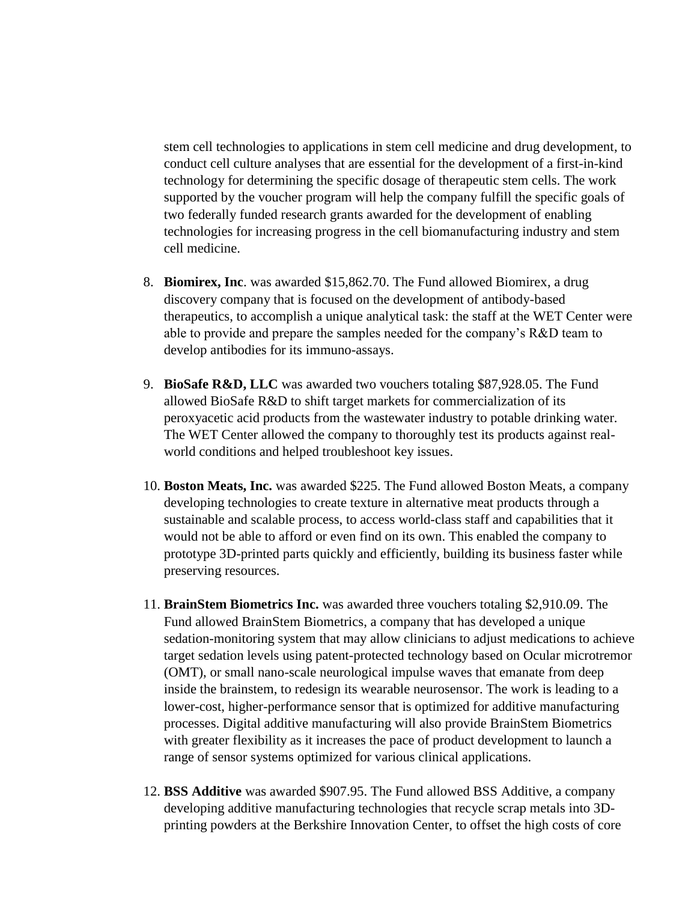stem cell technologies to applications in stem cell medicine and drug development, to conduct cell culture analyses that are essential for the development of a first-in-kind technology for determining the specific dosage of therapeutic stem cells. The work supported by the voucher program will help the company fulfill the specific goals of two federally funded research grants awarded for the development of enabling technologies for increasing progress in the cell biomanufacturing industry and stem cell medicine.

8. **Biomirex, Inc**. was awarded $15,862.70. The Fund allowed Biomirex, a drug discovery company that is focused on the development of antibody-based therapeutics, to accomplish a unique analytical task: the staff at the WET Center were able to provide and prepare the samples needed for the company's R&D team to develop antibodies for its immuno-assays.

9. **BioSafe R&D, LLC** was awarded two vouchers totaling $87,928.05. The Fund allowed BioSafe R&D to shift target markets for commercialization of its peroxyacetic acid products from the wastewater industry to potable drinking water. The WET Center allowed the company to thoroughly test its products against real-world conditions and helped troubleshoot key issues.

10. **Boston Meats, Inc.** was awarded $225. The Fund allowed Boston Meats, a company developing technologies to create texture in alternative meat products through a sustainable and scalable process, to access world-class staff and capabilities that it would not be able to afford or even find on its own. This enabled the company to prototype 3D-printed parts quickly and efficiently, building its business faster while preserving resources.

11. **BrainStem Biometrics Inc.** was awarded three vouchers totaling $2,910.09. The Fund allowed BrainStem Biometrics, a company that has developed a unique sedation-monitoring system that may allow clinicians to adjust medications to achieve target sedation levels using patent-protected technology based on Ocular microtremor (OMT), or small nano-scale neurological impulse waves that emanate from deep inside the brainstem, to redesign its wearable neurosensor. The work is leading to a lower-cost, higher-performance sensor that is optimized for additive manufacturing processes. Digital additive manufacturing will also provide BrainStem Biometrics with greater flexibility as it increases the pace of product development to launch a range of sensor systems optimized for various clinical applications.

12. **BSS Additive** was awarded $907.95. The Fund allowed BSS Additive, a company developing additive manufacturing technologies that recycle scrap metals into 3D-printing powders at the Berkshire Innovation Center, to offset the high costs of core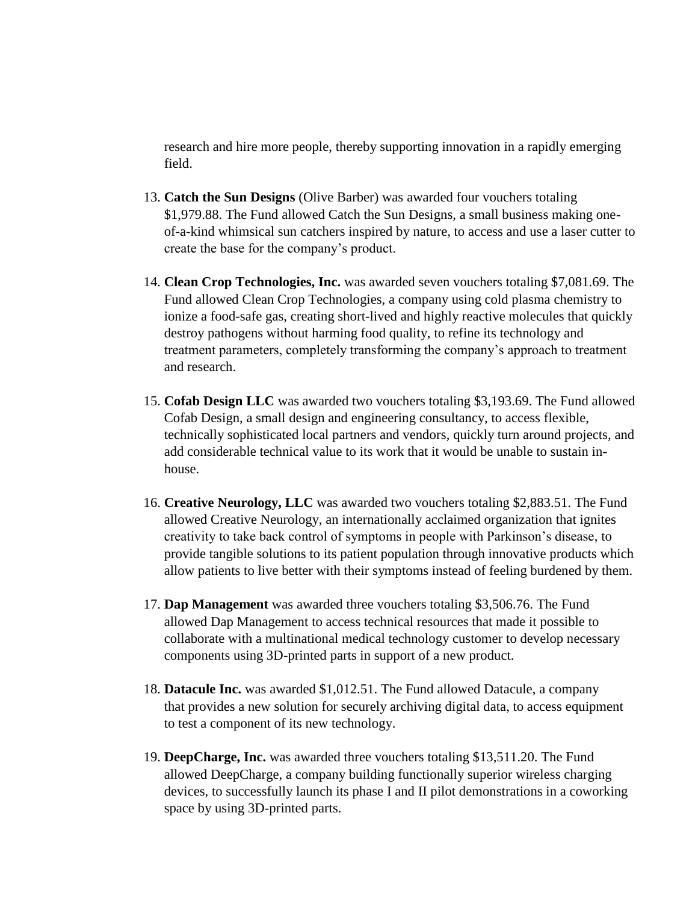research and hire more people, thereby supporting innovation in a rapidly emerging field.

13. **Catch the Sun Designs** (Olive Barber) was awarded four vouchers totaling $1,979.88. The Fund allowed Catch the Sun Designs, a small business making one-of-a-kind whimsical sun catchers inspired by nature, to access and use a laser cutter to create the base for the company's product.

14. **Clean Crop Technologies, Inc.** was awarded seven vouchers totaling $7,081.69. The Fund allowed Clean Crop Technologies, a company using cold plasma chemistry to ionize a food-safe gas, creating short-lived and highly reactive molecules that quickly destroy pathogens without harming food quality, to refine its technology and treatment parameters, completely transforming the company's approach to treatment and research.

15. **Cofab Design LLC** was awarded two vouchers totaling $3,193.69. The Fund allowed Cofab Design, a small design and engineering consultancy, to access flexible, technically sophisticated local partners and vendors, quickly turn around projects, and add considerable technical value to its work that it would be unable to sustain in-house.

16. **Creative Neurology, LLC** was awarded two vouchers totaling $2,883.51. The Fund allowed Creative Neurology, an internationally acclaimed organization that ignites creativity to take back control of symptoms in people with Parkinson's disease, to provide tangible solutions to its patient population through innovative products which allow patients to live better with their symptoms instead of feeling burdened by them.

17. **Dap Management** was awarded three vouchers totaling $3,506.76. The Fund allowed Dap Management to access technical resources that made it possible to collaborate with a multinational medical technology customer to develop necessary components using 3D-printed parts in support of a new product.

18. **Datacule Inc.** was awarded $1,012.51. The Fund allowed Datacule, a company that provides a new solution for securely archiving digital data, to access equipment to test a component of its new technology.

19. **DeepCharge, Inc.** was awarded three vouchers totaling $13,511.20. The Fund allowed DeepCharge, a company building functionally superior wireless charging devices, to successfully launch its phase I and II pilot demonstrations in a coworking space by using 3D-printed parts.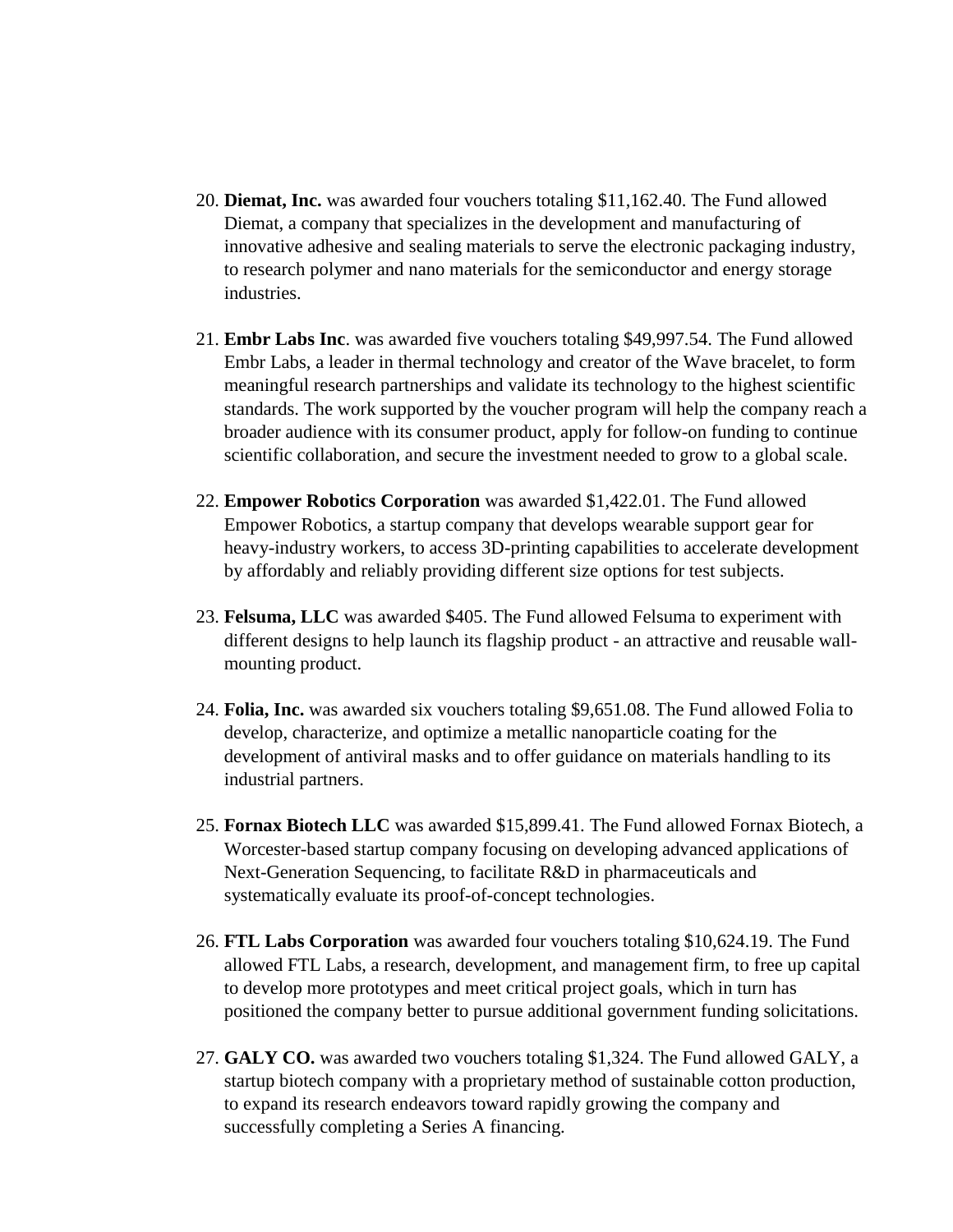20. **Diemat, Inc.** was awarded four vouchers totaling $11,162.40. The Fund allowed Diemat, a company that specializes in the development and manufacturing of innovative adhesive and sealing materials to serve the electronic packaging industry, to research polymer and nano materials for the semiconductor and energy storage industries.

21. **Embr Labs Inc**. was awarded five vouchers totaling $49,997.54. The Fund allowed Embr Labs, a leader in thermal technology and creator of the Wave bracelet, to form meaningful research partnerships and validate its technology to the highest scientific standards. The work supported by the voucher program will help the company reach a broader audience with its consumer product, apply for follow-on funding to continue scientific collaboration, and secure the investment needed to grow to a global scale.

22. **Empower Robotics Corporation** was awarded $1,422.01. The Fund allowed Empower Robotics, a startup company that develops wearable support gear for heavy-industry workers, to access 3D-printing capabilities to accelerate development by affordably and reliably providing different size options for test subjects.

23. **Felsuma, LLC** was awarded $405. The Fund allowed Felsuma to experiment with different designs to help launch its flagship product - an attractive and reusable wall-mounting product.

24. **Folia, Inc.** was awarded six vouchers totaling $9,651.08. The Fund allowed Folia to develop, characterize, and optimize a metallic nanoparticle coating for the development of antiviral masks and to offer guidance on materials handling to its industrial partners.

25. **Fornax Biotech LLC** was awarded $15,899.41. The Fund allowed Fornax Biotech, a Worcester-based startup company focusing on developing advanced applications of Next-Generation Sequencing, to facilitate R&D in pharmaceuticals and systematically evaluate its proof-of-concept technologies.

26. **FTL Labs Corporation** was awarded four vouchers totaling $10,624.19. The Fund allowed FTL Labs, a research, development, and management firm, to free up capital to develop more prototypes and meet critical project goals, which in turn has positioned the company better to pursue additional government funding solicitations.

27. **GALY CO.** was awarded two vouchers totaling $1,324. The Fund allowed GALY, a startup biotech company with a proprietary method of sustainable cotton production, to expand its research endeavors toward rapidly growing the company and successfully completing a Series A financing.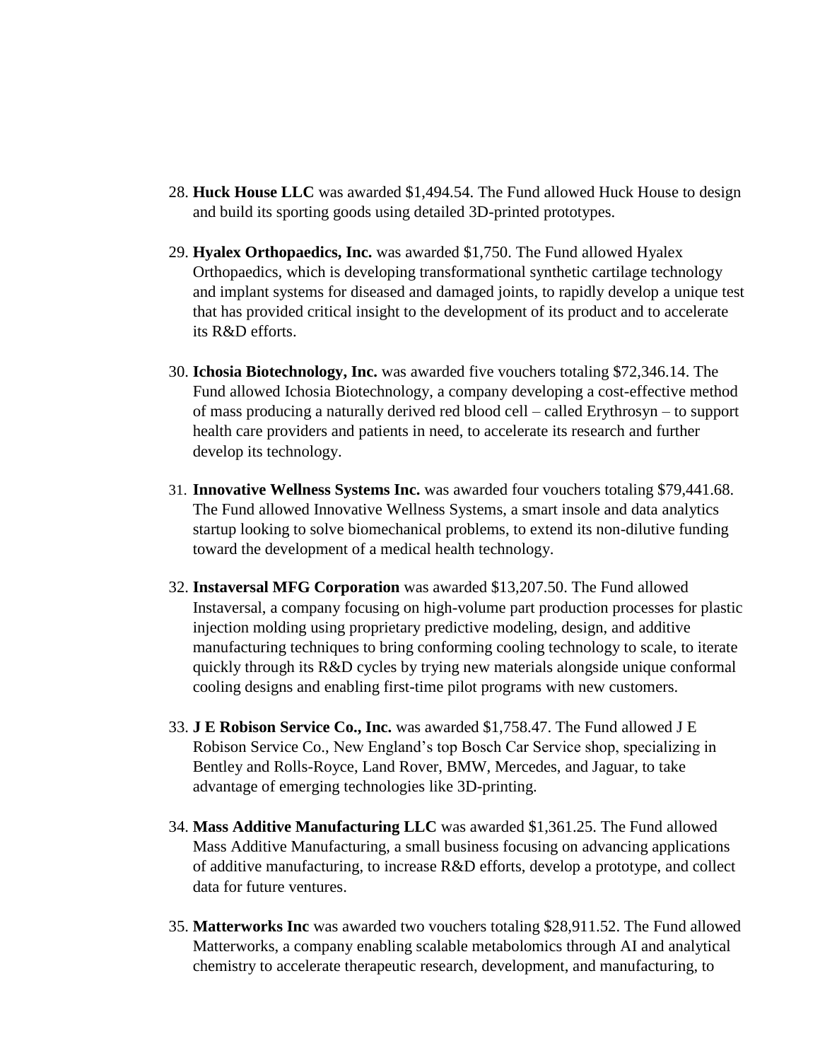28. **Huck House LLC** was awarded $1,494.54. The Fund allowed Huck House to design and build its sporting goods using detailed 3D-printed prototypes.

29. **Hyalex Orthopaedics, Inc.** was awarded $1,750. The Fund allowed Hyalex Orthopaedics, which is developing transformational synthetic cartilage technology and implant systems for diseased and damaged joints, to rapidly develop a unique test that has provided critical insight to the development of its product and to accelerate its R&D efforts.

30. **Ichosia Biotechnology, Inc.** was awarded five vouchers totaling $72,346.14. The Fund allowed Ichosia Biotechnology, a company developing a cost-effective method of mass producing a naturally derived red blood cell – called Erythrosyn – to support health care providers and patients in need, to accelerate its research and further develop its technology.

31. **Innovative Wellness Systems Inc.** was awarded four vouchers totaling $79,441.68. The Fund allowed Innovative Wellness Systems, a smart insole and data analytics startup looking to solve biomechanical problems, to extend its non-dilutive funding toward the development of a medical health technology.

32. **Instaversal MFG Corporation** was awarded $13,207.50. The Fund allowed Instaversal, a company focusing on high-volume part production processes for plastic injection molding using proprietary predictive modeling, design, and additive manufacturing techniques to bring conforming cooling technology to scale, to iterate quickly through its R&D cycles by trying new materials alongside unique conformal cooling designs and enabling first-time pilot programs with new customers.

33. **J E Robison Service Co., Inc.** was awarded $1,758.47. The Fund allowed J E Robison Service Co., New England's top Bosch Car Service shop, specializing in Bentley and Rolls-Royce, Land Rover, BMW, Mercedes, and Jaguar, to take advantage of emerging technologies like 3D-printing.

34. **Mass Additive Manufacturing LLC** was awarded $1,361.25. The Fund allowed Mass Additive Manufacturing, a small business focusing on advancing applications of additive manufacturing, to increase R&D efforts, develop a prototype, and collect data for future ventures.

35. **Matterworks Inc** was awarded two vouchers totaling $28,911.52. The Fund allowed Matterworks, a company enabling scalable metabolomics through AI and analytical chemistry to accelerate therapeutic research, development, and manufacturing, to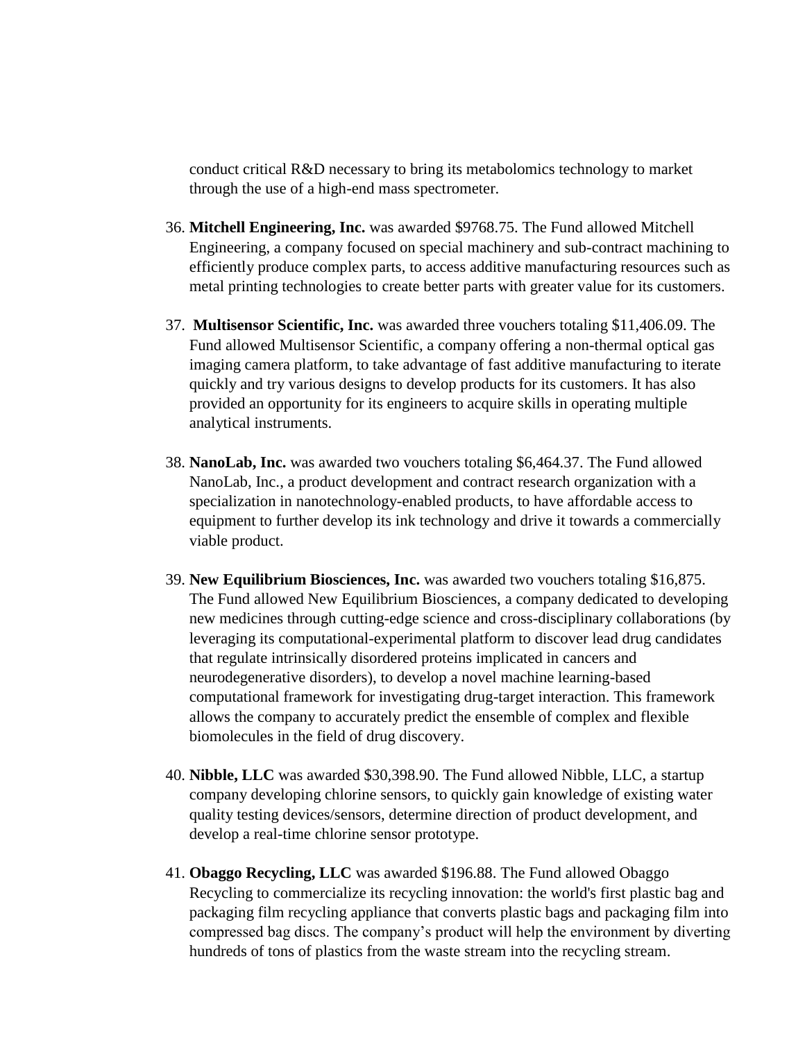conduct critical R&D necessary to bring its metabolomics technology to market through the use of a high-end mass spectrometer.

36. **Mitchell Engineering, Inc.** was awarded $9768.75. The Fund allowed Mitchell Engineering, a company focused on special machinery and sub-contract machining to efficiently produce complex parts, to access additive manufacturing resources such as metal printing technologies to create better parts with greater value for its customers.

37. **Multisensor Scientific, Inc.** was awarded three vouchers totaling $11,406.09. The Fund allowed Multisensor Scientific, a company offering a non-thermal optical gas imaging camera platform, to take advantage of fast additive manufacturing to iterate quickly and try various designs to develop products for its customers. It has also provided an opportunity for its engineers to acquire skills in operating multiple analytical instruments.

38. **NanoLab, Inc.** was awarded two vouchers totaling $6,464.37. The Fund allowed NanoLab, Inc., a product development and contract research organization with a specialization in nanotechnology-enabled products, to have affordable access to equipment to further develop its ink technology and drive it towards a commercially viable product.

39. **New Equilibrium Biosciences, Inc.** was awarded two vouchers totaling $16,875. The Fund allowed New Equilibrium Biosciences, a company dedicated to developing new medicines through cutting-edge science and cross-disciplinary collaborations (by leveraging its computational-experimental platform to discover lead drug candidates that regulate intrinsically disordered proteins implicated in cancers and neurodegenerative disorders), to develop a novel machine learning-based computational framework for investigating drug-target interaction. This framework allows the company to accurately predict the ensemble of complex and flexible biomolecules in the field of drug discovery.

40. **Nibble, LLC** was awarded $30,398.90. The Fund allowed Nibble, LLC, a startup company developing chlorine sensors, to quickly gain knowledge of existing water quality testing devices/sensors, determine direction of product development, and develop a real-time chlorine sensor prototype.

41. **Obaggo Recycling, LLC** was awarded $196.88. The Fund allowed Obaggo Recycling to commercialize its recycling innovation: the world's first plastic bag and packaging film recycling appliance that converts plastic bags and packaging film into compressed bag discs. The company's product will help the environment by diverting hundreds of tons of plastics from the waste stream into the recycling stream.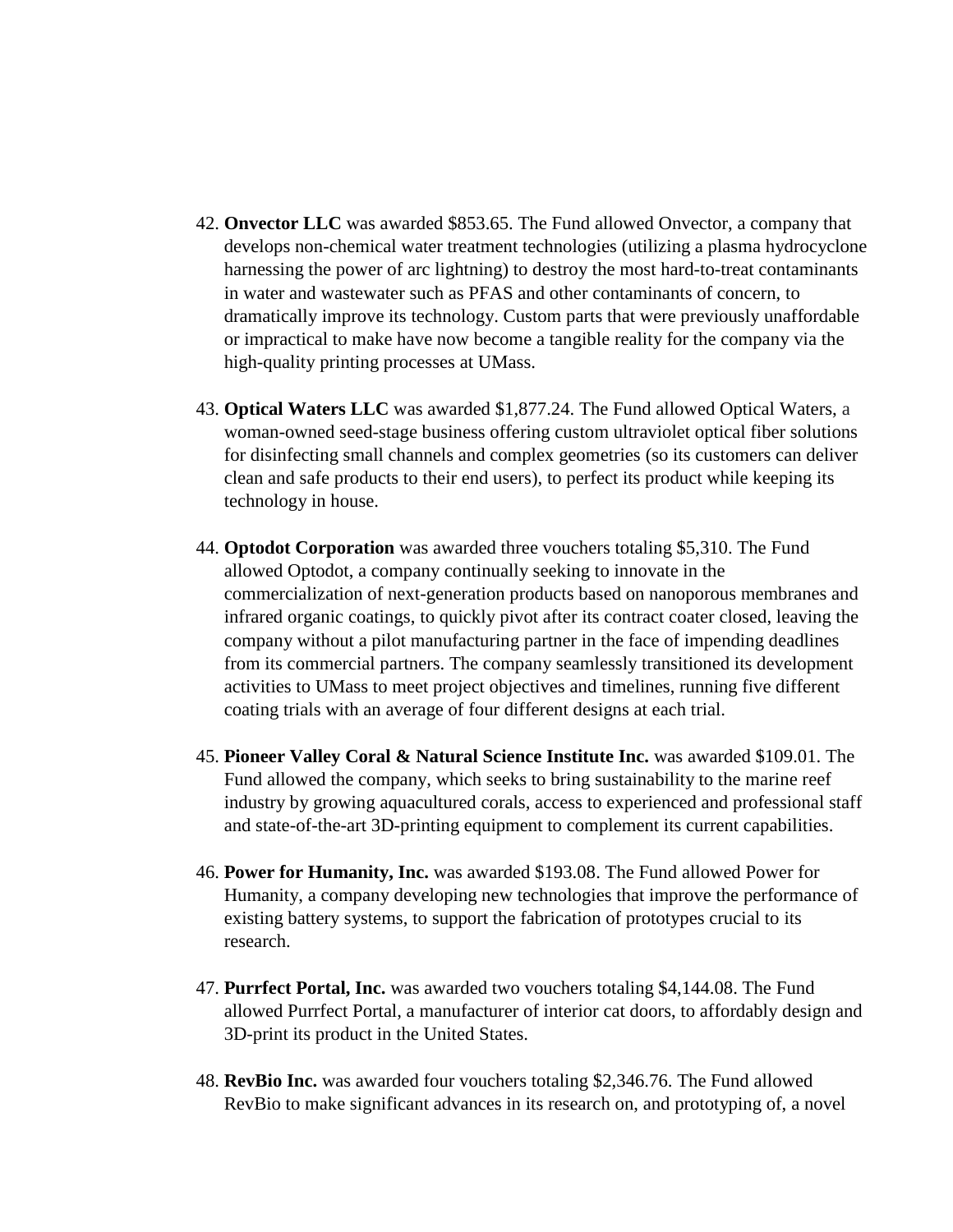42. **Onvector LLC** was awarded $853.65. The Fund allowed Onvector, a company that develops non-chemical water treatment technologies (utilizing a plasma hydrocyclone harnessing the power of arc lightning) to destroy the most hard-to-treat contaminants in water and wastewater such as PFAS and other contaminants of concern, to dramatically improve its technology. Custom parts that were previously unaffordable or impractical to make have now become a tangible reality for the company via the high-quality printing processes at UMass.

43. **Optical Waters LLC** was awarded $1,877.24. The Fund allowed Optical Waters, a woman-owned seed-stage business offering custom ultraviolet optical fiber solutions for disinfecting small channels and complex geometries (so its customers can deliver clean and safe products to their end users), to perfect its product while keeping its technology in house.

44. **Optodot Corporation** was awarded three vouchers totaling $5,310. The Fund allowed Optodot, a company continually seeking to innovate in the commercialization of next-generation products based on nanoporous membranes and infrared organic coatings, to quickly pivot after its contract coater closed, leaving the company without a pilot manufacturing partner in the face of impending deadlines from its commercial partners. The company seamlessly transitioned its development activities to UMass to meet project objectives and timelines, running five different coating trials with an average of four different designs at each trial.

45. **Pioneer Valley Coral & Natural Science Institute Inc.** was awarded $109.01. The Fund allowed the company, which seeks to bring sustainability to the marine reef industry by growing aquacultured corals, access to experienced and professional staff and state-of-the-art 3D-printing equipment to complement its current capabilities.

46. **Power for Humanity, Inc.** was awarded $193.08. The Fund allowed Power for Humanity, a company developing new technologies that improve the performance of existing battery systems, to support the fabrication of prototypes crucial to its research.

47. **Purrfect Portal, Inc.** was awarded two vouchers totaling $4,144.08. The Fund allowed Purrfect Portal, a manufacturer of interior cat doors, to affordably design and 3D-print its product in the United States.

48. **RevBio Inc.** was awarded four vouchers totaling $2,346.76. The Fund allowed RevBio to make significant advances in its research on, and prototyping of, a novel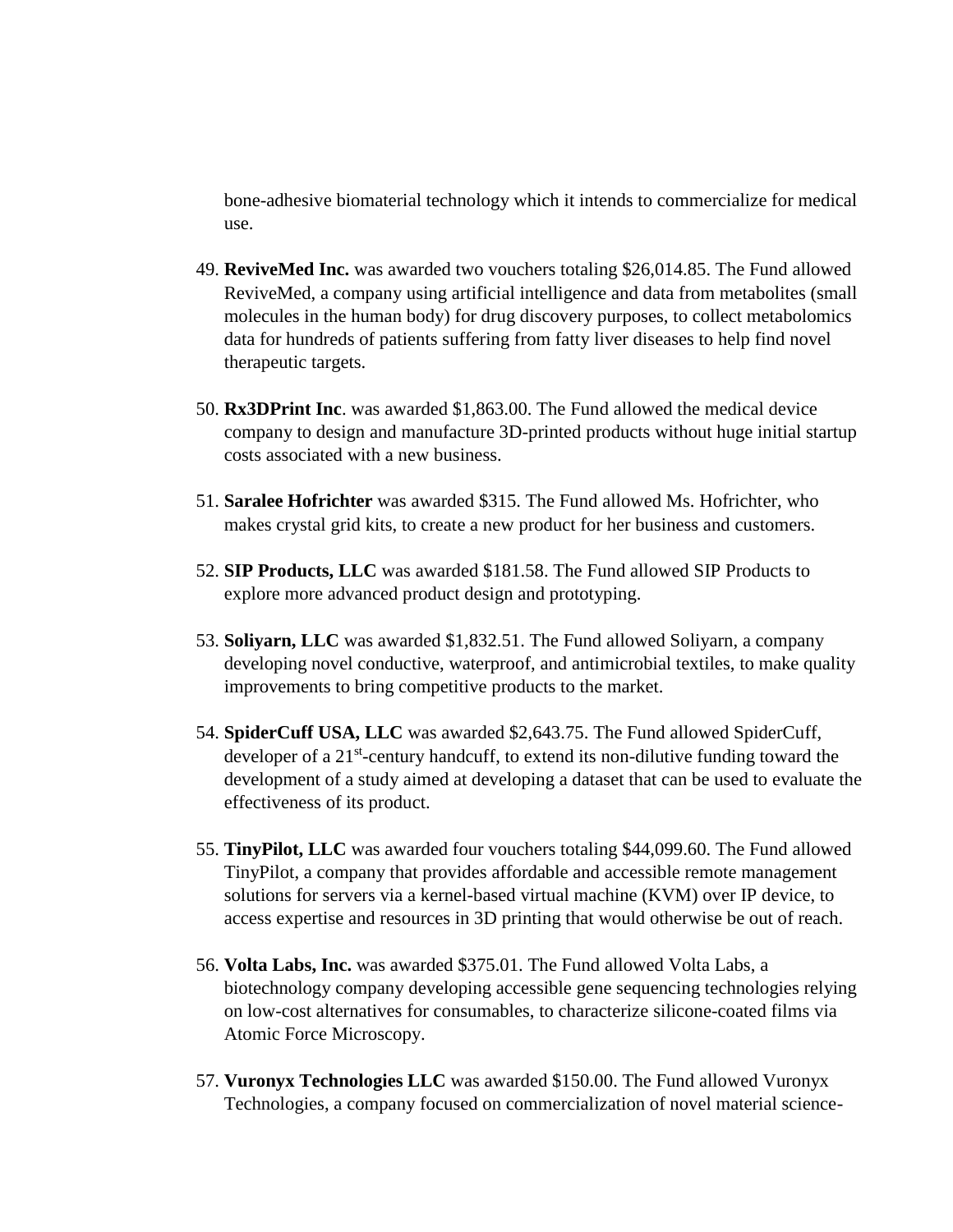bone-adhesive biomaterial technology which it intends to commercialize for medical use.

49. **ReviveMed Inc.** was awarded two vouchers totaling $26,014.85. The Fund allowed ReviveMed, a company using artificial intelligence and data from metabolites (small molecules in the human body) for drug discovery purposes, to collect metabolomics data for hundreds of patients suffering from fatty liver diseases to help find novel therapeutic targets.

50. **Rx3DPrint Inc**. was awarded $1,863.00. The Fund allowed the medical device company to design and manufacture 3D-printed products without huge initial startup costs associated with a new business.

51. **Saralee Hofrichter** was awarded $315. The Fund allowed Ms. Hofrichter, who makes crystal grid kits, to create a new product for her business and customers.

52. **SIP Products, LLC** was awarded $181.58. The Fund allowed SIP Products to explore more advanced product design and prototyping.

53. **Soliyarn, LLC** was awarded $1,832.51. The Fund allowed Soliyarn, a company developing novel conductive, waterproof, and antimicrobial textiles, to make quality improvements to bring competitive products to the market.

54. **SpiderCuff USA, LLC** was awarded $2,643.75. The Fund allowed SpiderCuff, developer of a 21st-century handcuff, to extend its non-dilutive funding toward the development of a study aimed at developing a dataset that can be used to evaluate the effectiveness of its product.

55. **TinyPilot, LLC** was awarded four vouchers totaling $44,099.60. The Fund allowed TinyPilot, a company that provides affordable and accessible remote management solutions for servers via a kernel-based virtual machine (KVM) over IP device, to access expertise and resources in 3D printing that would otherwise be out of reach.

56. **Volta Labs, Inc.** was awarded $375.01. The Fund allowed Volta Labs, a biotechnology company developing accessible gene sequencing technologies relying on low-cost alternatives for consumables, to characterize silicone-coated films via Atomic Force Microscopy.

57. **Vuronyx Technologies LLC** was awarded $150.00. The Fund allowed Vuronyx Technologies, a company focused on commercialization of novel material science-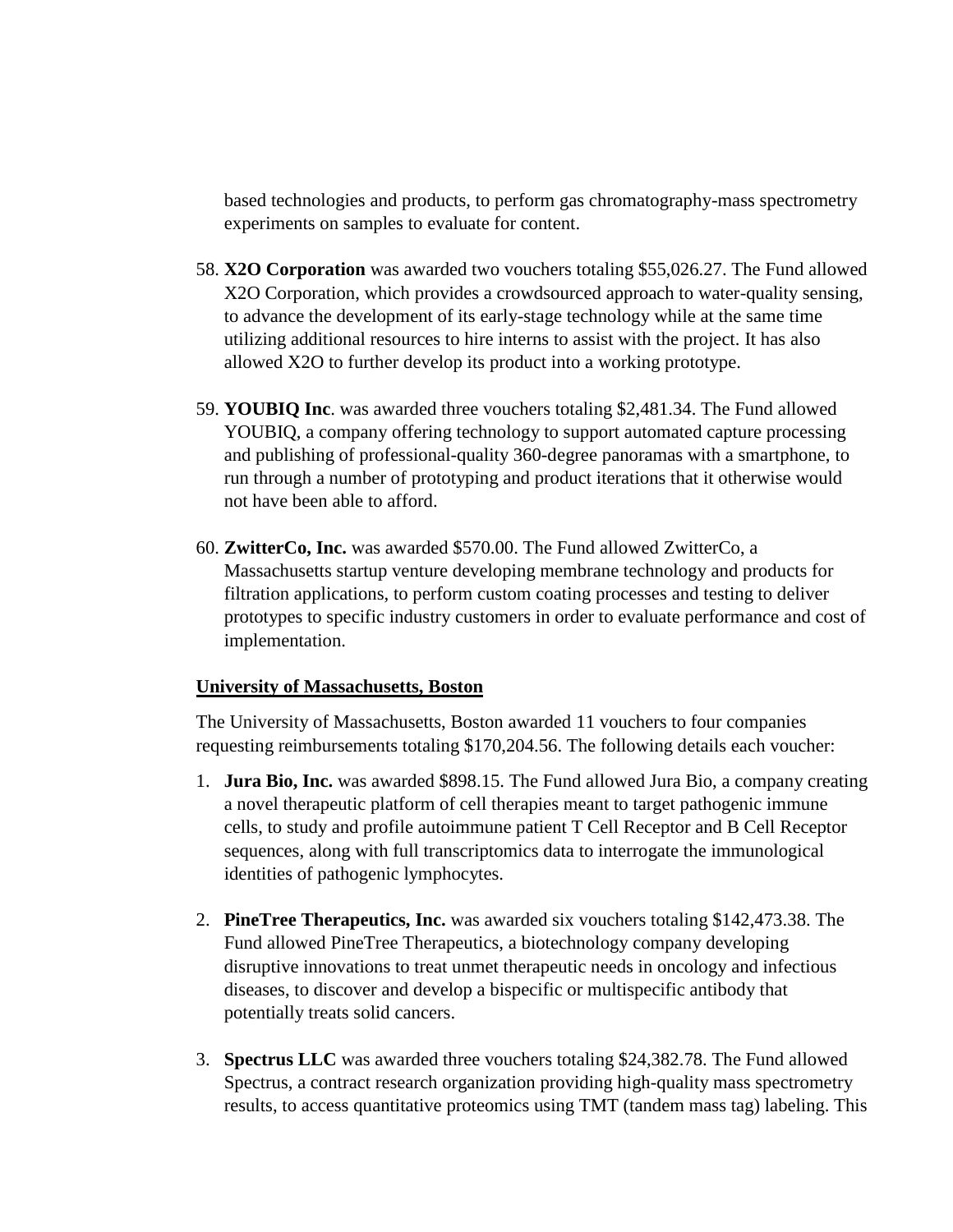based technologies and products, to perform gas chromatography-mass spectrometry experiments on samples to evaluate for content.

58. **X2O Corporation** was awarded two vouchers totaling $55,026.27. The Fund allowed X2O Corporation, which provides a crowdsourced approach to water-quality sensing, to advance the development of its early-stage technology while at the same time utilizing additional resources to hire interns to assist with the project. It has also allowed X2O to further develop its product into a working prototype.

59. **YOUBIQ Inc**. was awarded three vouchers totaling $2,481.34. The Fund allowed YOUBIQ, a company offering technology to support automated capture processing and publishing of professional-quality 360-degree panoramas with a smartphone, to run through a number of prototyping and product iterations that it otherwise would not have been able to afford.

60. **ZwitterCo, Inc.** was awarded $570.00. The Fund allowed ZwitterCo, a Massachusetts startup venture developing membrane technology and products for filtration applications, to perform custom coating processes and testing to deliver prototypes to specific industry customers in order to evaluate performance and cost of implementation.

**<u>University of Massachusetts, Boston</u>**

The University of Massachusetts, Boston awarded 11 vouchers to four companies requesting reimbursements totaling $170,204.56. The following details each voucher:

1. **Jura Bio, Inc.** was awarded $898.15. The Fund allowed Jura Bio, a company creating a novel therapeutic platform of cell therapies meant to target pathogenic immune cells, to study and profile autoimmune patient T Cell Receptor and B Cell Receptor sequences, along with full transcriptomics data to interrogate the immunological identities of pathogenic lymphocytes.

2. **PineTree Therapeutics, Inc.** was awarded six vouchers totaling $142,473.38. The Fund allowed PineTree Therapeutics, a biotechnology company developing disruptive innovations to treat unmet therapeutic needs in oncology and infectious diseases, to discover and develop a bispecific or multispecific antibody that potentially treats solid cancers.

3. **Spectrus LLC** was awarded three vouchers totaling $24,382.78. The Fund allowed Spectrus, a contract research organization providing high-quality mass spectrometry results, to access quantitative proteomics using TMT (tandem mass tag) labeling. This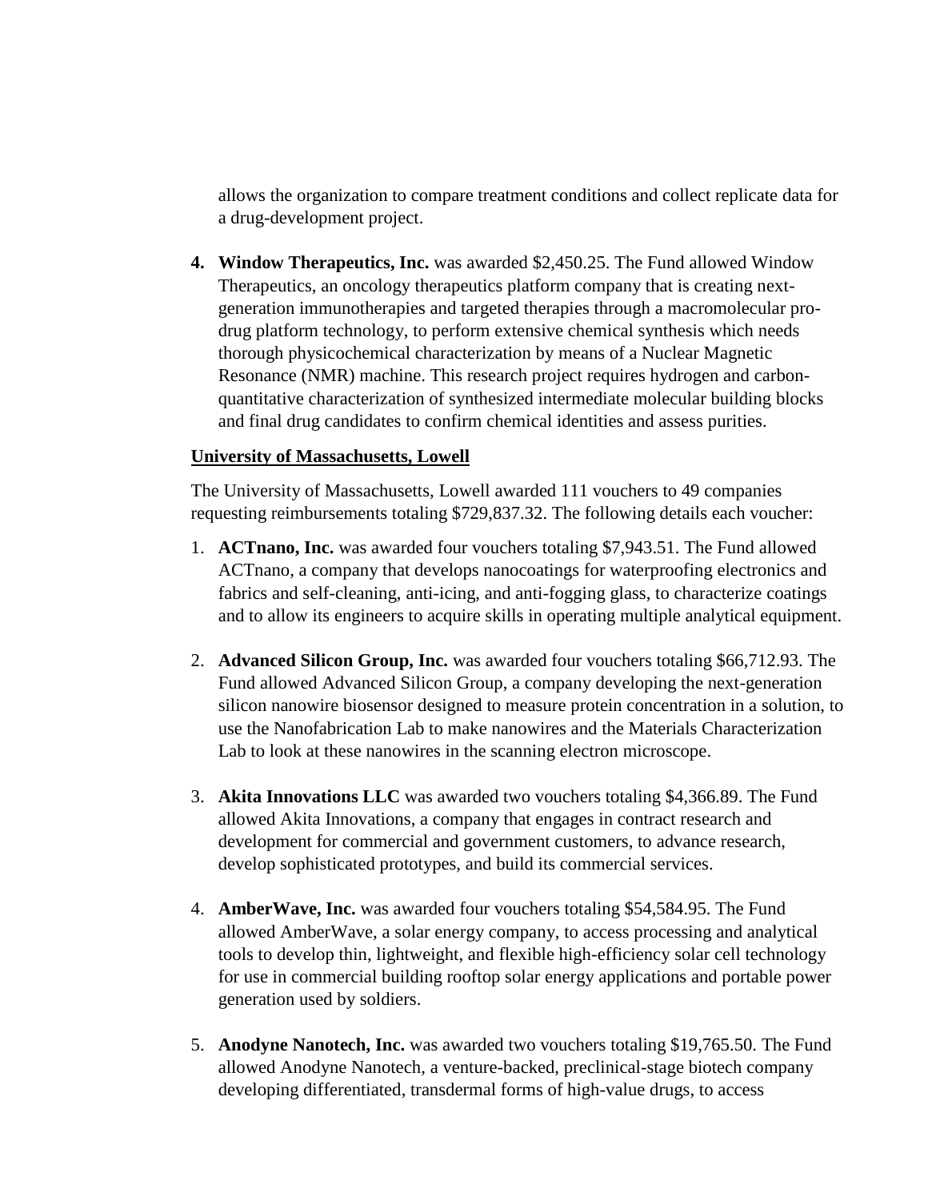allows the organization to compare treatment conditions and collect replicate data for a drug-development project.

4. **Window Therapeutics, Inc.** was awarded $2,450.25. The Fund allowed Window Therapeutics, an oncology therapeutics platform company that is creating next-generation immunotherapies and targeted therapies through a macromolecular pro-drug platform technology, to perform extensive chemical synthesis which needs thorough physicochemical characterization by means of a Nuclear Magnetic Resonance (NMR) machine. This research project requires hydrogen and carbon-quantitative characterization of synthesized intermediate molecular building blocks and final drug candidates to confirm chemical identities and assess purities.

**University of Massachusetts, Lowell**

The University of Massachusetts, Lowell awarded 111 vouchers to 49 companies requesting reimbursements totaling $729,837.32. The following details each voucher:

1. **ACTnano, Inc.** was awarded four vouchers totaling $7,943.51. The Fund allowed ACTnano, a company that develops nanocoatings for waterproofing electronics and fabrics and self-cleaning, anti-icing, and anti-fogging glass, to characterize coatings and to allow its engineers to acquire skills in operating multiple analytical equipment.

2. **Advanced Silicon Group, Inc.** was awarded four vouchers totaling $66,712.93. The Fund allowed Advanced Silicon Group, a company developing the next-generation silicon nanowire biosensor designed to measure protein concentration in a solution, to use the Nanofabrication Lab to make nanowires and the Materials Characterization Lab to look at these nanowires in the scanning electron microscope.

3. **Akita Innovations LLC** was awarded two vouchers totaling $4,366.89. The Fund allowed Akita Innovations, a company that engages in contract research and development for commercial and government customers, to advance research, develop sophisticated prototypes, and build its commercial services.

4. **AmberWave, Inc.** was awarded four vouchers totaling $54,584.95. The Fund allowed AmberWave, a solar energy company, to access processing and analytical tools to develop thin, lightweight, and flexible high-efficiency solar cell technology for use in commercial building rooftop solar energy applications and portable power generation used by soldiers.

5. **Anodyne Nanotech, Inc.** was awarded two vouchers totaling $19,765.50. The Fund allowed Anodyne Nanotech, a venture-backed, preclinical-stage biotech company developing differentiated, transdermal forms of high-value drugs, to access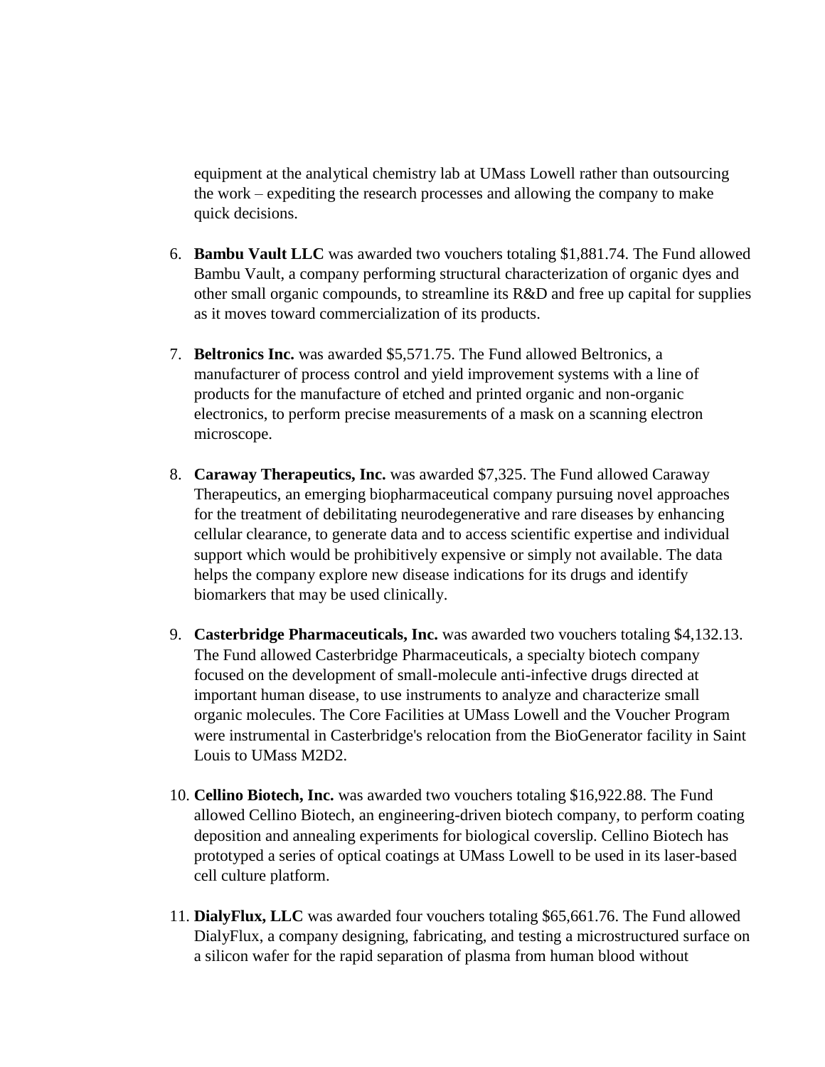equipment at the analytical chemistry lab at UMass Lowell rather than outsourcing the work – expediting the research processes and allowing the company to make quick decisions.

6. **Bambu Vault LLC** was awarded two vouchers totaling $1,881.74. The Fund allowed Bambu Vault, a company performing structural characterization of organic dyes and other small organic compounds, to streamline its R&D and free up capital for supplies as it moves toward commercialization of its products.

7. **Beltronics Inc.** was awarded $5,571.75. The Fund allowed Beltronics, a manufacturer of process control and yield improvement systems with a line of products for the manufacture of etched and printed organic and non-organic electronics, to perform precise measurements of a mask on a scanning electron microscope.

8. **Caraway Therapeutics, Inc.** was awarded $7,325. The Fund allowed Caraway Therapeutics, an emerging biopharmaceutical company pursuing novel approaches for the treatment of debilitating neurodegenerative and rare diseases by enhancing cellular clearance, to generate data and to access scientific expertise and individual support which would be prohibitively expensive or simply not available. The data helps the company explore new disease indications for its drugs and identify biomarkers that may be used clinically.

9. **Casterbridge Pharmaceuticals, Inc.** was awarded two vouchers totaling $4,132.13. The Fund allowed Casterbridge Pharmaceuticals, a specialty biotech company focused on the development of small-molecule anti-infective drugs directed at important human disease, to use instruments to analyze and characterize small organic molecules. The Core Facilities at UMass Lowell and the Voucher Program were instrumental in Casterbridge's relocation from the BioGenerator facility in Saint Louis to UMass M2D2.

10. **Cellino Biotech, Inc.** was awarded two vouchers totaling $16,922.88. The Fund allowed Cellino Biotech, an engineering-driven biotech company, to perform coating deposition and annealing experiments for biological coverslip. Cellino Biotech has prototyped a series of optical coatings at UMass Lowell to be used in its laser-based cell culture platform.

11. **DialyFlux, LLC** was awarded four vouchers totaling $65,661.76. The Fund allowed DialyFlux, a company designing, fabricating, and testing a microstructured surface on a silicon wafer for the rapid separation of plasma from human blood without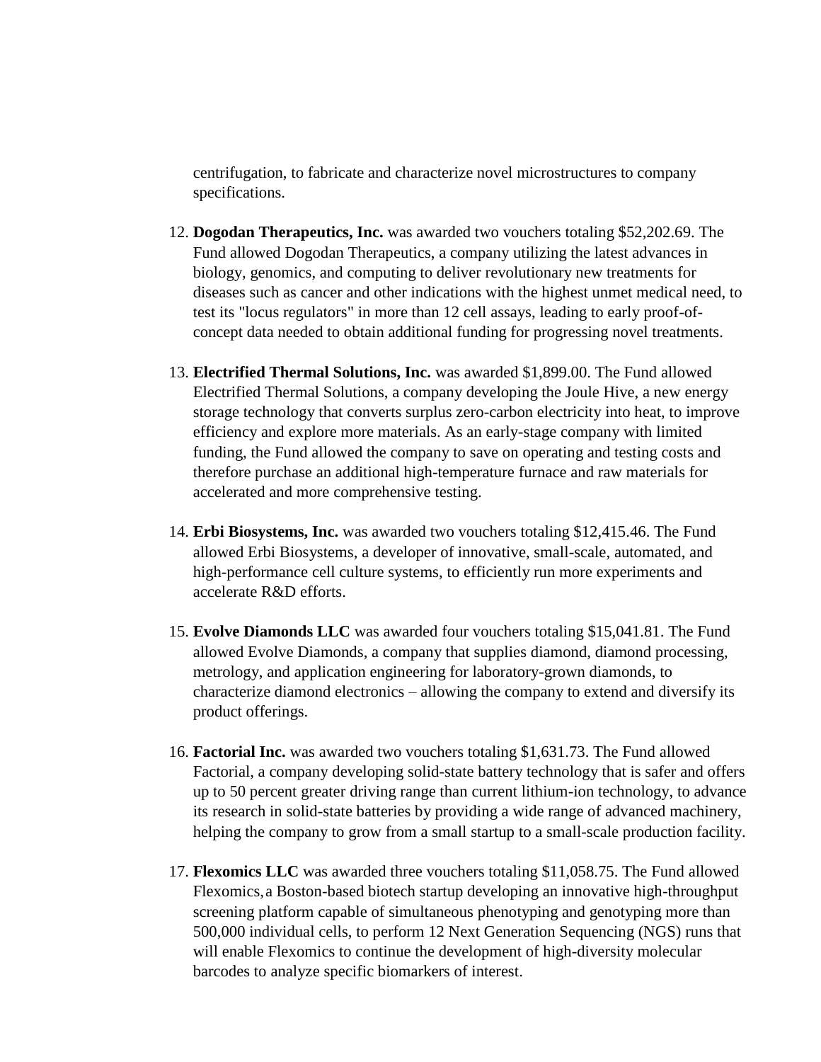centrifugation, to fabricate and characterize novel microstructures to company specifications.

12. **Dogodan Therapeutics, Inc.** was awarded two vouchers totaling $52,202.69. The Fund allowed Dogodan Therapeutics, a company utilizing the latest advances in biology, genomics, and computing to deliver revolutionary new treatments for diseases such as cancer and other indications with the highest unmet medical need, to test its "locus regulators" in more than 12 cell assays, leading to early proof-of-concept data needed to obtain additional funding for progressing novel treatments.

13. **Electrified Thermal Solutions, Inc.** was awarded $1,899.00. The Fund allowed Electrified Thermal Solutions, a company developing the Joule Hive, a new energy storage technology that converts surplus zero-carbon electricity into heat, to improve efficiency and explore more materials. As an early-stage company with limited funding, the Fund allowed the company to save on operating and testing costs and therefore purchase an additional high-temperature furnace and raw materials for accelerated and more comprehensive testing.

14. **Erbi Biosystems, Inc.** was awarded two vouchers totaling $12,415.46. The Fund allowed Erbi Biosystems, a developer of innovative, small-scale, automated, and high-performance cell culture systems, to efficiently run more experiments and accelerate R&D efforts.

15. **Evolve Diamonds LLC** was awarded four vouchers totaling $15,041.81. The Fund allowed Evolve Diamonds, a company that supplies diamond, diamond processing, metrology, and application engineering for laboratory-grown diamonds, to characterize diamond electronics – allowing the company to extend and diversify its product offerings.

16. **Factorial Inc.** was awarded two vouchers totaling $1,631.73. The Fund allowed Factorial, a company developing solid-state battery technology that is safer and offers up to 50 percent greater driving range than current lithium-ion technology, to advance its research in solid-state batteries by providing a wide range of advanced machinery, helping the company to grow from a small startup to a small-scale production facility.

17. **Flexomics LLC** was awarded three vouchers totaling $11,058.75. The Fund allowed Flexomics, a Boston-based biotech startup developing an innovative high-throughput screening platform capable of simultaneous phenotyping and genotyping more than 500,000 individual cells, to perform 12 Next Generation Sequencing (NGS) runs that will enable Flexomics to continue the development of high-diversity molecular barcodes to analyze specific biomarkers of interest.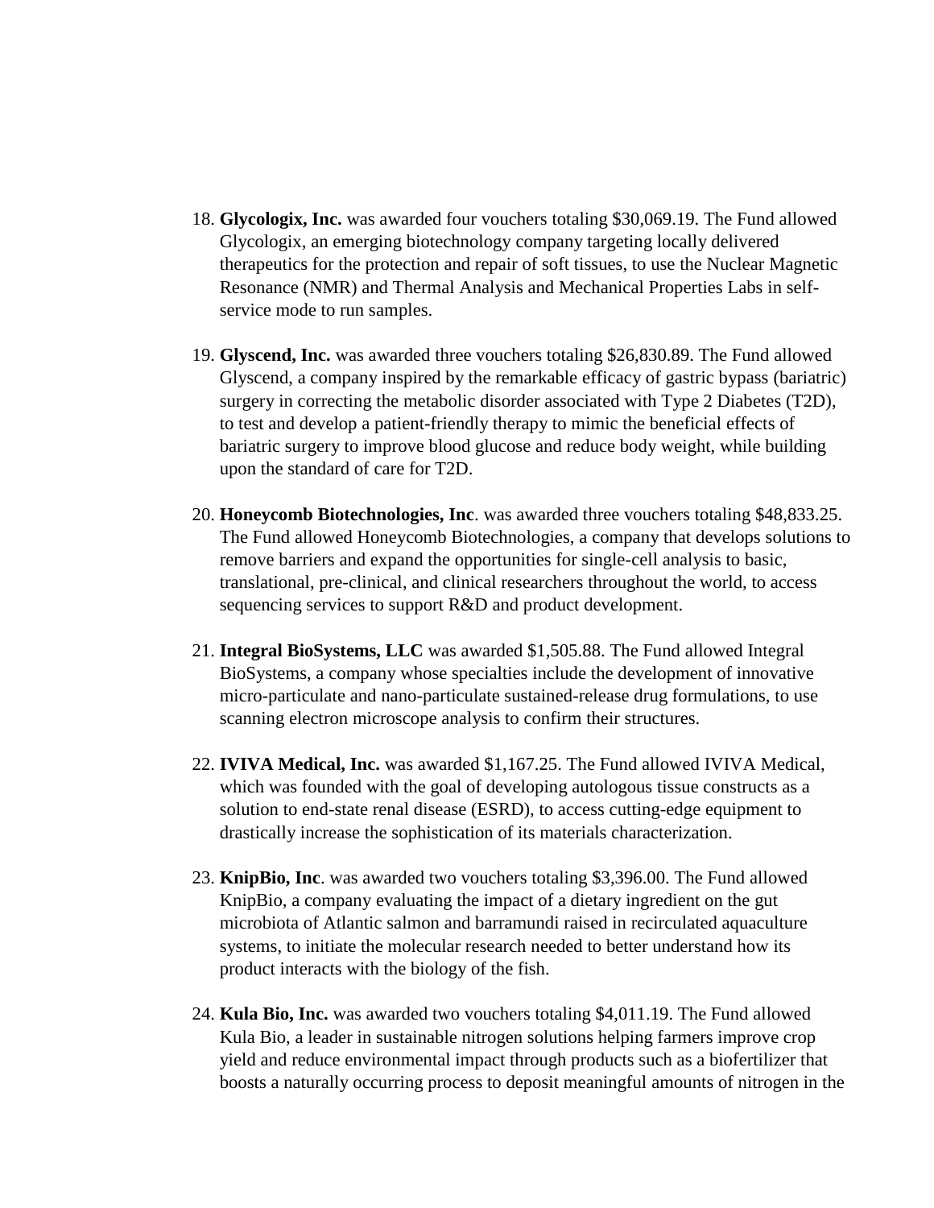18. **Glycologix, Inc.** was awarded four vouchers totaling $30,069.19. The Fund allowed Glycologix, an emerging biotechnology company targeting locally delivered therapeutics for the protection and repair of soft tissues, to use the Nuclear Magnetic Resonance (NMR) and Thermal Analysis and Mechanical Properties Labs in self-service mode to run samples.

19. **Glyscend, Inc.** was awarded three vouchers totaling $26,830.89. The Fund allowed Glyscend, a company inspired by the remarkable efficacy of gastric bypass (bariatric) surgery in correcting the metabolic disorder associated with Type 2 Diabetes (T2D), to test and develop a patient-friendly therapy to mimic the beneficial effects of bariatric surgery to improve blood glucose and reduce body weight, while building upon the standard of care for T2D.

20. **Honeycomb Biotechnologies, Inc**. was awarded three vouchers totaling $48,833.25. The Fund allowed Honeycomb Biotechnologies, a company that develops solutions to remove barriers and expand the opportunities for single-cell analysis to basic, translational, pre-clinical, and clinical researchers throughout the world, to access sequencing services to support R&D and product development.

21. **Integral BioSystems, LLC** was awarded $1,505.88. The Fund allowed Integral BioSystems, a company whose specialties include the development of innovative micro-particulate and nano-particulate sustained-release drug formulations, to use scanning electron microscope analysis to confirm their structures.

22. **IVIVA Medical, Inc.** was awarded $1,167.25. The Fund allowed IVIVA Medical, which was founded with the goal of developing autologous tissue constructs as a solution to end-state renal disease (ESRD), to access cutting-edge equipment to drastically increase the sophistication of its materials characterization.

23. **KnipBio, Inc**. was awarded two vouchers totaling $3,396.00. The Fund allowed KnipBio, a company evaluating the impact of a dietary ingredient on the gut microbiota of Atlantic salmon and barramundi raised in recirculated aquaculture systems, to initiate the molecular research needed to better understand how its product interacts with the biology of the fish.

24. **Kula Bio, Inc.** was awarded two vouchers totaling $4,011.19. The Fund allowed Kula Bio, a leader in sustainable nitrogen solutions helping farmers improve crop yield and reduce environmental impact through products such as a biofertilizer that boosts a naturally occurring process to deposit meaningful amounts of nitrogen in the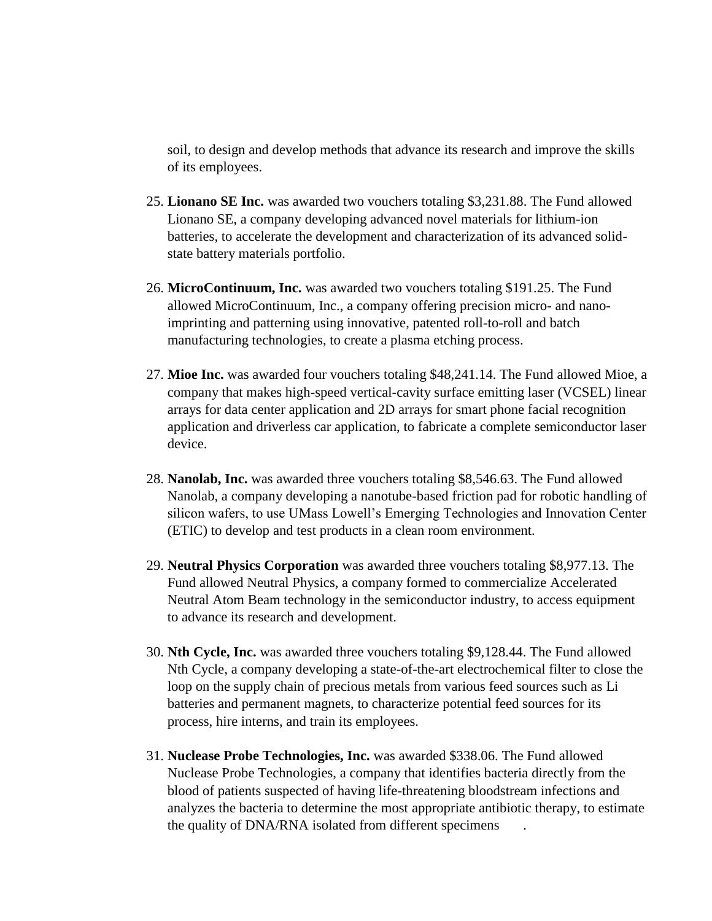soil, to design and develop methods that advance its research and improve the skills of its employees.

25. **Lionano SE Inc.** was awarded two vouchers totaling $3,231.88. The Fund allowed Lionano SE, a company developing advanced novel materials for lithium-ion batteries, to accelerate the development and characterization of its advanced solid-state battery materials portfolio.

26. **MicroContinuum, Inc.** was awarded two vouchers totaling $191.25. The Fund allowed MicroContinuum, Inc., a company offering precision micro- and nano-imprinting and patterning using innovative, patented roll-to-roll and batch manufacturing technologies, to create a plasma etching process.

27. **Mioe Inc.** was awarded four vouchers totaling $48,241.14. The Fund allowed Mioe, a company that makes high-speed vertical-cavity surface emitting laser (VCSEL) linear arrays for data center application and 2D arrays for smart phone facial recognition application and driverless car application, to fabricate a complete semiconductor laser device.

28. **Nanolab, Inc.** was awarded three vouchers totaling $8,546.63. The Fund allowed Nanolab, a company developing a nanotube-based friction pad for robotic handling of silicon wafers, to use UMass Lowell's Emerging Technologies and Innovation Center (ETIC) to develop and test products in a clean room environment.

29. **Neutral Physics Corporation** was awarded three vouchers totaling $8,977.13. The Fund allowed Neutral Physics, a company formed to commercialize Accelerated Neutral Atom Beam technology in the semiconductor industry, to access equipment to advance its research and development.

30. **Nth Cycle, Inc.** was awarded three vouchers totaling $9,128.44. The Fund allowed Nth Cycle, a company developing a state-of-the-art electrochemical filter to close the loop on the supply chain of precious metals from various feed sources such as Li batteries and permanent magnets, to characterize potential feed sources for its process, hire interns, and train its employees.

31. **Nuclease Probe Technologies, Inc.** was awarded $338.06. The Fund allowed Nuclease Probe Technologies, a company that identifies bacteria directly from the blood of patients suspected of having life-threatening bloodstream infections and analyzes the bacteria to determine the most appropriate antibiotic therapy, to estimate the quality of DNA/RNA isolated from different specimens.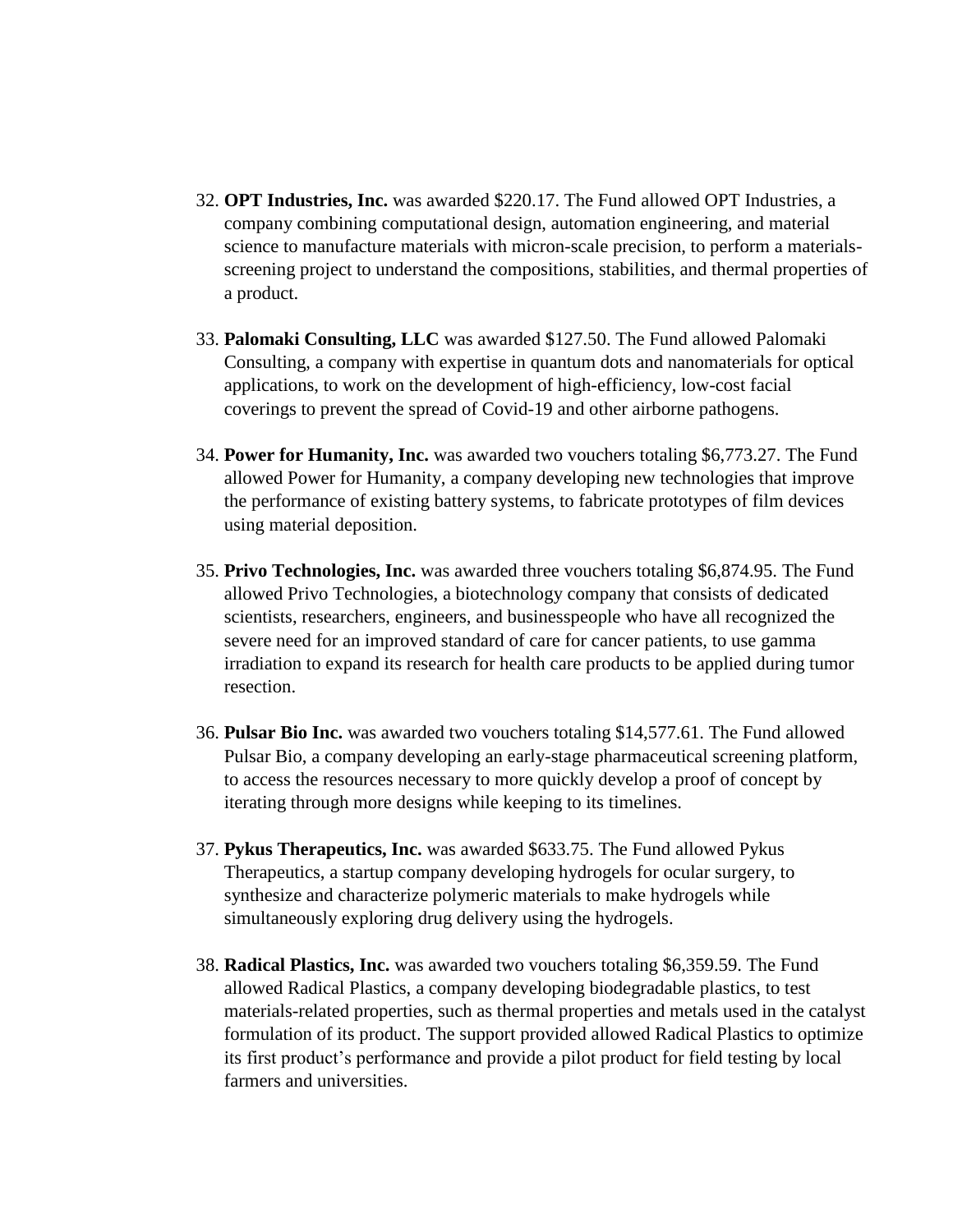32. **OPT Industries, Inc.** was awarded $220.17. The Fund allowed OPT Industries, a company combining computational design, automation engineering, and material science to manufacture materials with micron-scale precision, to perform a materials-screening project to understand the compositions, stabilities, and thermal properties of a product.

33. **Palomaki Consulting, LLC** was awarded $127.50. The Fund allowed Palomaki Consulting, a company with expertise in quantum dots and nanomaterials for optical applications, to work on the development of high-efficiency, low-cost facial coverings to prevent the spread of Covid-19 and other airborne pathogens.

34. **Power for Humanity, Inc.** was awarded two vouchers totaling $6,773.27. The Fund allowed Power for Humanity, a company developing new technologies that improve the performance of existing battery systems, to fabricate prototypes of film devices using material deposition.

35. **Privo Technologies, Inc.** was awarded three vouchers totaling $6,874.95. The Fund allowed Privo Technologies, a biotechnology company that consists of dedicated scientists, researchers, engineers, and businesspeople who have all recognized the severe need for an improved standard of care for cancer patients, to use gamma irradiation to expand its research for health care products to be applied during tumor resection.

36. **Pulsar Bio Inc.** was awarded two vouchers totaling $14,577.61. The Fund allowed Pulsar Bio, a company developing an early-stage pharmaceutical screening platform, to access the resources necessary to more quickly develop a proof of concept by iterating through more designs while keeping to its timelines.

37. **Pykus Therapeutics, Inc.** was awarded $633.75. The Fund allowed Pykus Therapeutics, a startup company developing hydrogels for ocular surgery, to synthesize and characterize polymeric materials to make hydrogels while simultaneously exploring drug delivery using the hydrogels.

38. **Radical Plastics, Inc.** was awarded two vouchers totaling $6,359.59. The Fund allowed Radical Plastics, a company developing biodegradable plastics, to test materials-related properties, such as thermal properties and metals used in the catalyst formulation of its product. The support provided allowed Radical Plastics to optimize its first product's performance and provide a pilot product for field testing by local farmers and universities.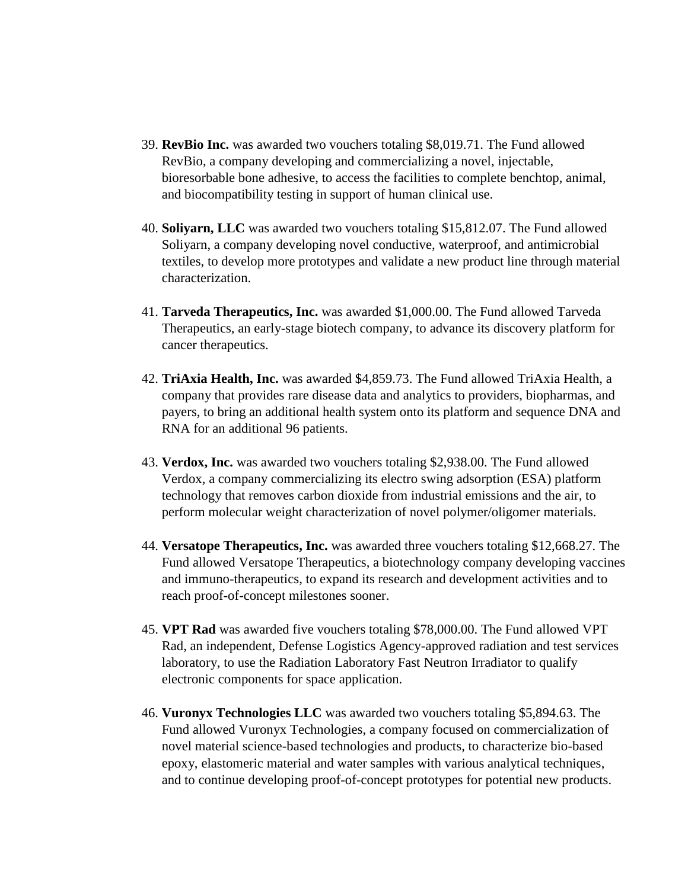39. **RevBio Inc.** was awarded two vouchers totaling $8,019.71. The Fund allowed RevBio, a company developing and commercializing a novel, injectable, bioresorbable bone adhesive, to access the facilities to complete benchtop, animal, and biocompatibility testing in support of human clinical use.

40. **Soliyarn, LLC** was awarded two vouchers totaling $15,812.07. The Fund allowed Soliyarn, a company developing novel conductive, waterproof, and antimicrobial textiles, to develop more prototypes and validate a new product line through material characterization.

41. **Tarveda Therapeutics, Inc.** was awarded $1,000.00. The Fund allowed Tarveda Therapeutics, an early-stage biotech company, to advance its discovery platform for cancer therapeutics.

42. **TriAxia Health, Inc.** was awarded $4,859.73. The Fund allowed TriAxia Health, a company that provides rare disease data and analytics to providers, biopharmas, and payers, to bring an additional health system onto its platform and sequence DNA and RNA for an additional 96 patients.

43. **Verdox, Inc.** was awarded two vouchers totaling $2,938.00. The Fund allowed Verdox, a company commercializing its electro swing adsorption (ESA) platform technology that removes carbon dioxide from industrial emissions and the air, to perform molecular weight characterization of novel polymer/oligomer materials.

44. **Versatope Therapeutics, Inc.** was awarded three vouchers totaling $12,668.27. The Fund allowed Versatope Therapeutics, a biotechnology company developing vaccines and immuno-therapeutics, to expand its research and development activities and to reach proof-of-concept milestones sooner.

45. **VPT Rad** was awarded five vouchers totaling $78,000.00. The Fund allowed VPT Rad, an independent, Defense Logistics Agency-approved radiation and test services laboratory, to use the Radiation Laboratory Fast Neutron Irradiator to qualify electronic components for space application.

46. **Vuronyx Technologies LLC** was awarded two vouchers totaling $5,894.63. The Fund allowed Vuronyx Technologies, a company focused on commercialization of novel material science-based technologies and products, to characterize bio-based epoxy, elastomeric material and water samples with various analytical techniques, and to continue developing proof-of-concept prototypes for potential new products.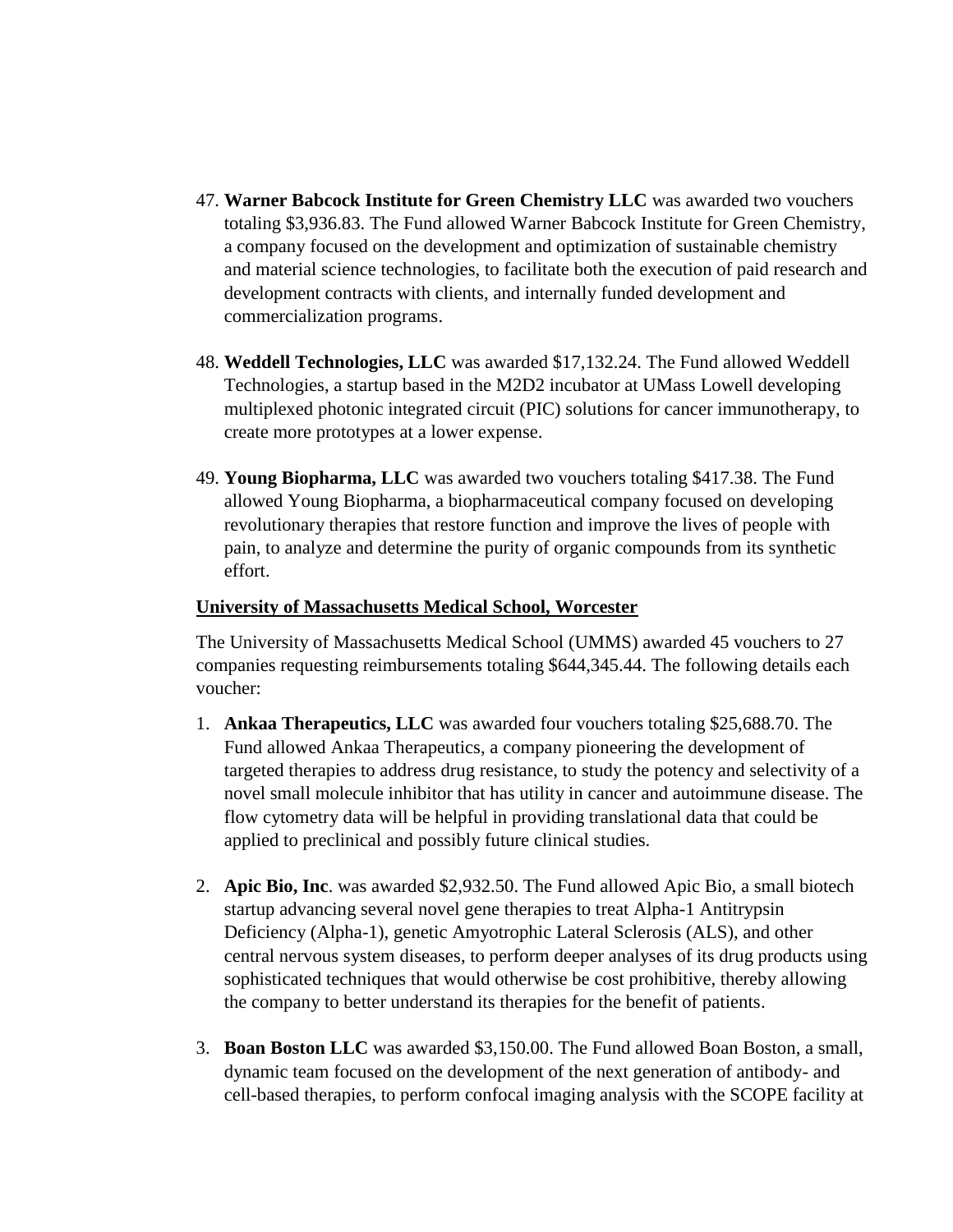47. **Warner Babcock Institute for Green Chemistry LLC** was awarded two vouchers totaling $3,936.83. The Fund allowed Warner Babcock Institute for Green Chemistry, a company focused on the development and optimization of sustainable chemistry and material science technologies, to facilitate both the execution of paid research and development contracts with clients, and internally funded development and commercialization programs.

48. **Weddell Technologies, LLC** was awarded $17,132.24. The Fund allowed Weddell Technologies, a startup based in the M2D2 incubator at UMass Lowell developing multiplexed photonic integrated circuit (PIC) solutions for cancer immunotherapy, to create more prototypes at a lower expense.

49. **Young Biopharma, LLC** was awarded two vouchers totaling $417.38. The Fund allowed Young Biopharma, a biopharmaceutical company focused on developing revolutionary therapies that restore function and improve the lives of people with pain, to analyze and determine the purity of organic compounds from its synthetic effort.

**University of Massachusetts Medical School, Worcester**

The University of Massachusetts Medical School (UMMS) awarded 45 vouchers to 27 companies requesting reimbursements totaling $644,345.44. The following details each voucher:

1. **Ankaa Therapeutics, LLC** was awarded four vouchers totaling $25,688.70. The Fund allowed Ankaa Therapeutics, a company pioneering the development of targeted therapies to address drug resistance, to study the potency and selectivity of a novel small molecule inhibitor that has utility in cancer and autoimmune disease. The flow cytometry data will be helpful in providing translational data that could be applied to preclinical and possibly future clinical studies.

2. **Apic Bio, Inc**. was awarded $2,932.50. The Fund allowed Apic Bio, a small biotech startup advancing several novel gene therapies to treat Alpha-1 Antitrypsin Deficiency (Alpha-1), genetic Amyotrophic Lateral Sclerosis (ALS), and other central nervous system diseases, to perform deeper analyses of its drug products using sophisticated techniques that would otherwise be cost prohibitive, thereby allowing the company to better understand its therapies for the benefit of patients.

3. **Boan Boston LLC** was awarded $3,150.00. The Fund allowed Boan Boston, a small, dynamic team focused on the development of the next generation of antibody- and cell-based therapies, to perform confocal imaging analysis with the SCOPE facility at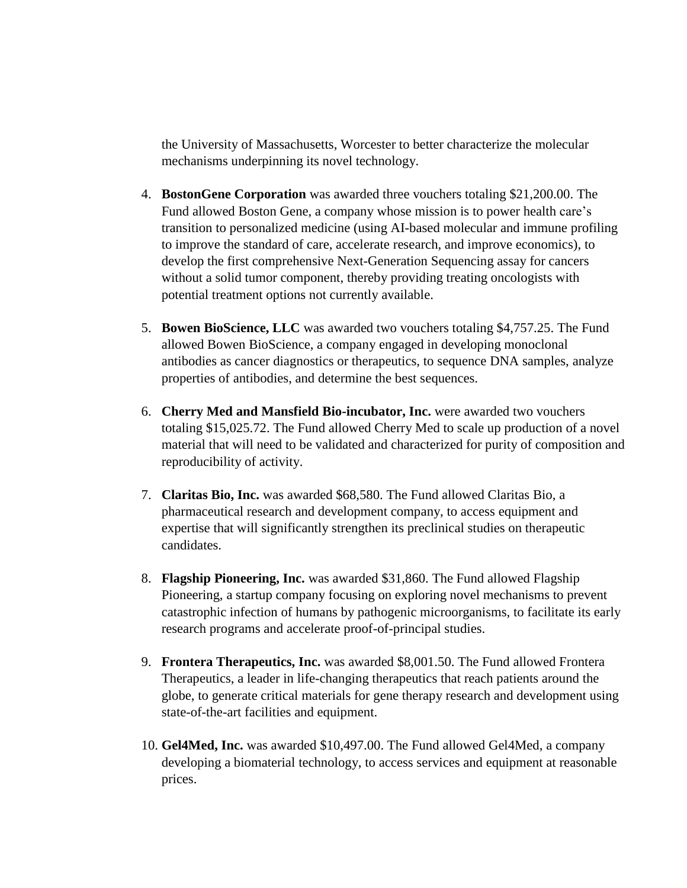the University of Massachusetts, Worcester to better characterize the molecular mechanisms underpinning its novel technology.

4. **BostonGene Corporation** was awarded three vouchers totaling $21,200.00. The Fund allowed Boston Gene, a company whose mission is to power health care's transition to personalized medicine (using AI-based molecular and immune profiling to improve the standard of care, accelerate research, and improve economics), to develop the first comprehensive Next-Generation Sequencing assay for cancers without a solid tumor component, thereby providing treating oncologists with potential treatment options not currently available.

5. **Bowen BioScience, LLC** was awarded two vouchers totaling $4,757.25. The Fund allowed Bowen BioScience, a company engaged in developing monoclonal antibodies as cancer diagnostics or therapeutics, to sequence DNA samples, analyze properties of antibodies, and determine the best sequences.

6. **Cherry Med and Mansfield Bio-incubator, Inc.** were awarded two vouchers totaling $15,025.72. The Fund allowed Cherry Med to scale up production of a novel material that will need to be validated and characterized for purity of composition and reproducibility of activity.

7. **Claritas Bio, Inc.** was awarded $68,580. The Fund allowed Claritas Bio, a pharmaceutical research and development company, to access equipment and expertise that will significantly strengthen its preclinical studies on therapeutic candidates.

8. **Flagship Pioneering, Inc.** was awarded $31,860. The Fund allowed Flagship Pioneering, a startup company focusing on exploring novel mechanisms to prevent catastrophic infection of humans by pathogenic microorganisms, to facilitate its early research programs and accelerate proof-of-principal studies.

9. **Frontera Therapeutics, Inc.** was awarded $8,001.50. The Fund allowed Frontera Therapeutics, a leader in life-changing therapeutics that reach patients around the globe, to generate critical materials for gene therapy research and development using state-of-the-art facilities and equipment.

10. **Gel4Med, Inc.** was awarded $10,497.00. The Fund allowed Gel4Med, a company developing a biomaterial technology, to access services and equipment at reasonable prices.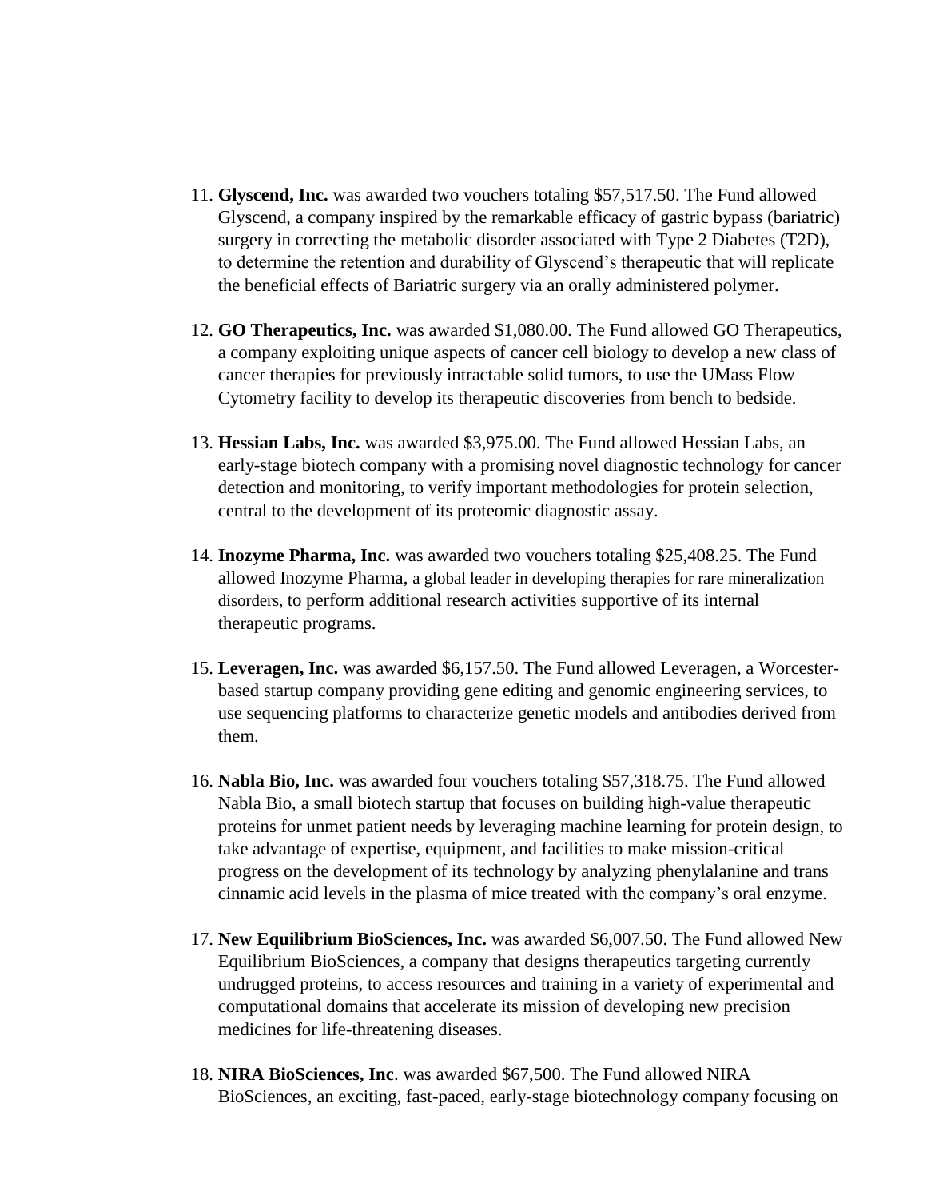11. **Glyscend, Inc.** was awarded two vouchers totaling $57,517.50. The Fund allowed Glyscend, a company inspired by the remarkable efficacy of gastric bypass (bariatric) surgery in correcting the metabolic disorder associated with Type 2 Diabetes (T2D), to determine the retention and durability of Glyscend's therapeutic that will replicate the beneficial effects of Bariatric surgery via an orally administered polymer.

12. **GO Therapeutics, Inc.** was awarded $1,080.00. The Fund allowed GO Therapeutics, a company exploiting unique aspects of cancer cell biology to develop a new class of cancer therapies for previously intractable solid tumors, to use the UMass Flow Cytometry facility to develop its therapeutic discoveries from bench to bedside.

13. **Hessian Labs, Inc.** was awarded $3,975.00. The Fund allowed Hessian Labs, an early-stage biotech company with a promising novel diagnostic technology for cancer detection and monitoring, to verify important methodologies for protein selection, central to the development of its proteomic diagnostic assay.

14. **Inozyme Pharma, Inc.** was awarded two vouchers totaling $25,408.25. The Fund allowed Inozyme Pharma, a global leader in developing therapies for rare mineralization disorders, to perform additional research activities supportive of its internal therapeutic programs.

15. **Leveragen, Inc.** was awarded $6,157.50. The Fund allowed Leveragen, a Worcester-based startup company providing gene editing and genomic engineering services, to use sequencing platforms to characterize genetic models and antibodies derived from them.

16. **Nabla Bio, Inc.** was awarded four vouchers totaling $57,318.75. The Fund allowed Nabla Bio, a small biotech startup that focuses on building high-value therapeutic proteins for unmet patient needs by leveraging machine learning for protein design, to take advantage of expertise, equipment, and facilities to make mission-critical progress on the development of its technology by analyzing phenylalanine and trans cinnamic acid levels in the plasma of mice treated with the company's oral enzyme.

17. **New Equilibrium BioSciences, Inc.** was awarded $6,007.50. The Fund allowed New Equilibrium BioSciences, a company that designs therapeutics targeting currently undrugged proteins, to access resources and training in a variety of experimental and computational domains that accelerate its mission of developing new precision medicines for life-threatening diseases.

18. **NIRA BioSciences, Inc**. was awarded $67,500. The Fund allowed NIRA BioSciences, an exciting, fast-paced, early-stage biotechnology company focusing on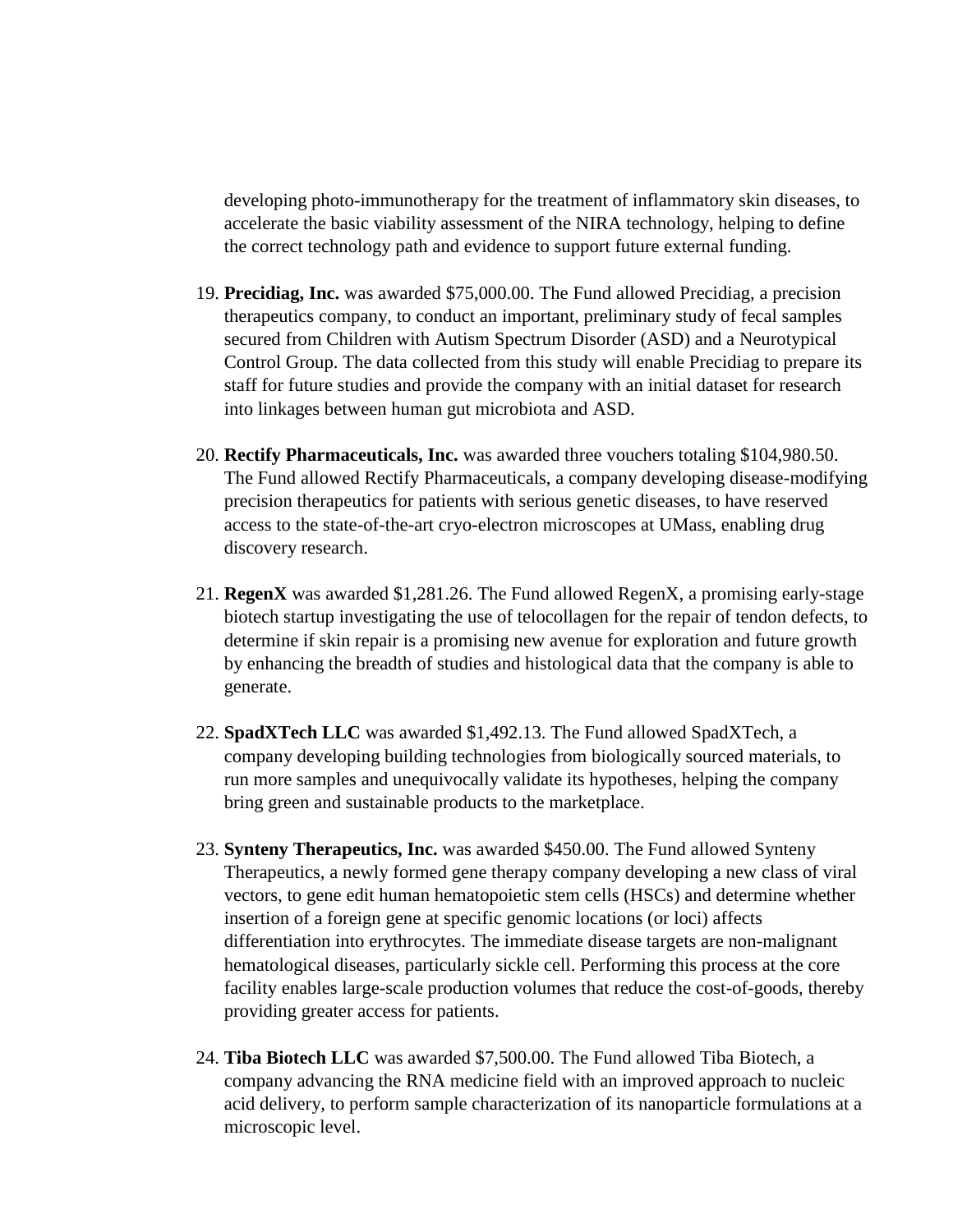developing photo-immunotherapy for the treatment of inflammatory skin diseases, to accelerate the basic viability assessment of the NIRA technology, helping to define the correct technology path and evidence to support future external funding.

19. **Precidiag, Inc.** was awarded $75,000.00. The Fund allowed Precidiag, a precision therapeutics company, to conduct an important, preliminary study of fecal samples secured from Children with Autism Spectrum Disorder (ASD) and a Neurotypical Control Group. The data collected from this study will enable Precidiag to prepare its staff for future studies and provide the company with an initial dataset for research into linkages between human gut microbiota and ASD.

20. **Rectify Pharmaceuticals, Inc.** was awarded three vouchers totaling $104,980.50. The Fund allowed Rectify Pharmaceuticals, a company developing disease-modifying precision therapeutics for patients with serious genetic diseases, to have reserved access to the state-of-the-art cryo-electron microscopes at UMass, enabling drug discovery research.

21. **RegenX** was awarded $1,281.26. The Fund allowed RegenX, a promising early-stage biotech startup investigating the use of telocollagen for the repair of tendon defects, to determine if skin repair is a promising new avenue for exploration and future growth by enhancing the breadth of studies and histological data that the company is able to generate.

22. **SpadXTech LLC** was awarded $1,492.13. The Fund allowed SpadXTech, a company developing building technologies from biologically sourced materials, to run more samples and unequivocally validate its hypotheses, helping the company bring green and sustainable products to the marketplace.

23. **Synteny Therapeutics, Inc.** was awarded $450.00. The Fund allowed Synteny Therapeutics, a newly formed gene therapy company developing a new class of viral vectors, to gene edit human hematopoietic stem cells (HSCs) and determine whether insertion of a foreign gene at specific genomic locations (or loci) affects differentiation into erythrocytes. The immediate disease targets are non-malignant hematological diseases, particularly sickle cell. Performing this process at the core facility enables large-scale production volumes that reduce the cost-of-goods, thereby providing greater access for patients.

24. **Tiba Biotech LLC** was awarded $7,500.00. The Fund allowed Tiba Biotech, a company advancing the RNA medicine field with an improved approach to nucleic acid delivery, to perform sample characterization of its nanoparticle formulations at a microscopic level.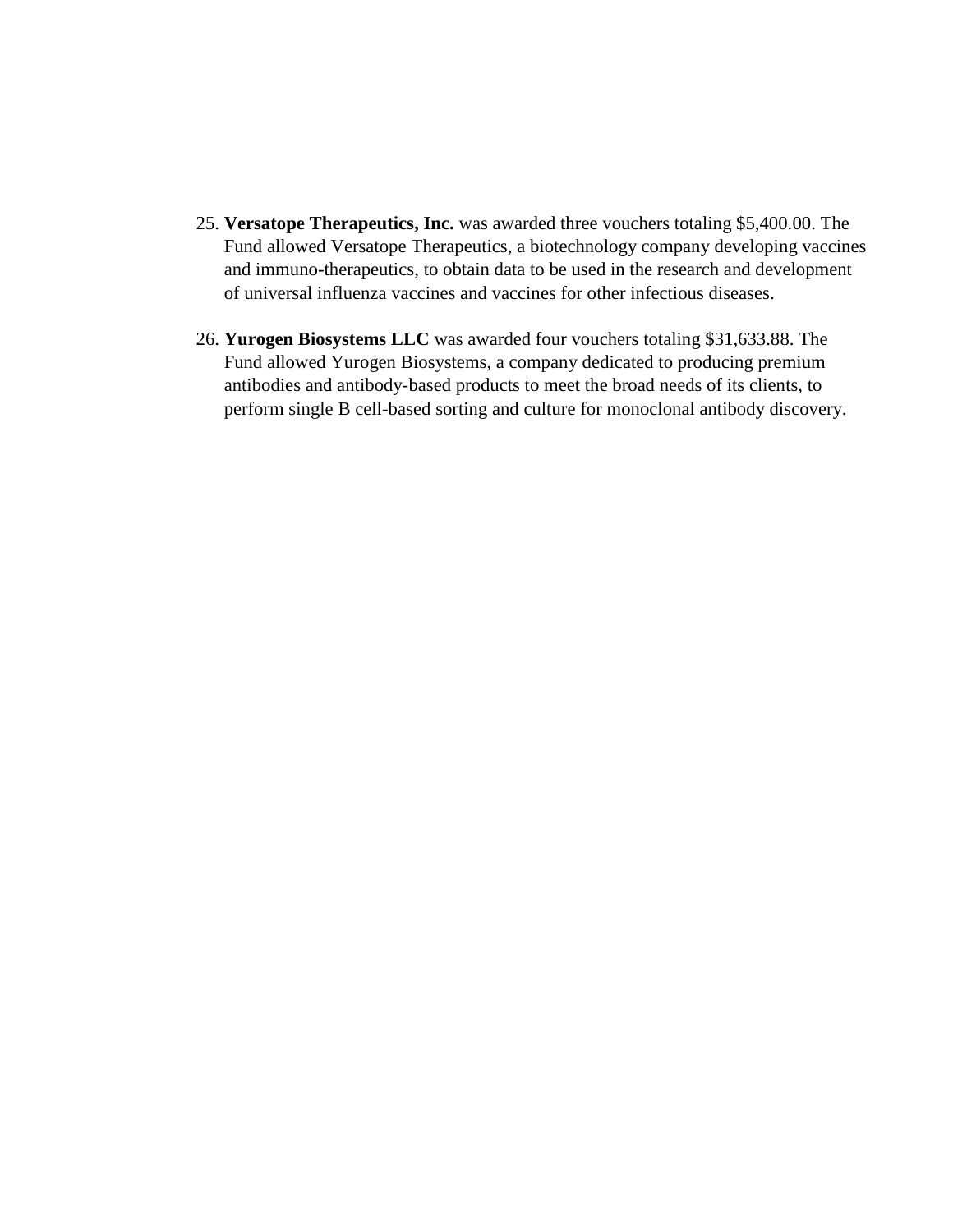25. **Versatope Therapeutics, Inc.** was awarded three vouchers totaling $5,400.00. The Fund allowed Versatope Therapeutics, a biotechnology company developing vaccines and immuno-therapeutics, to obtain data to be used in the research and development of universal influenza vaccines and vaccines for other infectious diseases.

26. **Yurogen Biosystems LLC** was awarded four vouchers totaling $31,633.88. The Fund allowed Yurogen Biosystems, a company dedicated to producing premium antibodies and antibody-based products to meet the broad needs of its clients, to perform single B cell-based sorting and culture for monoclonal antibody discovery.